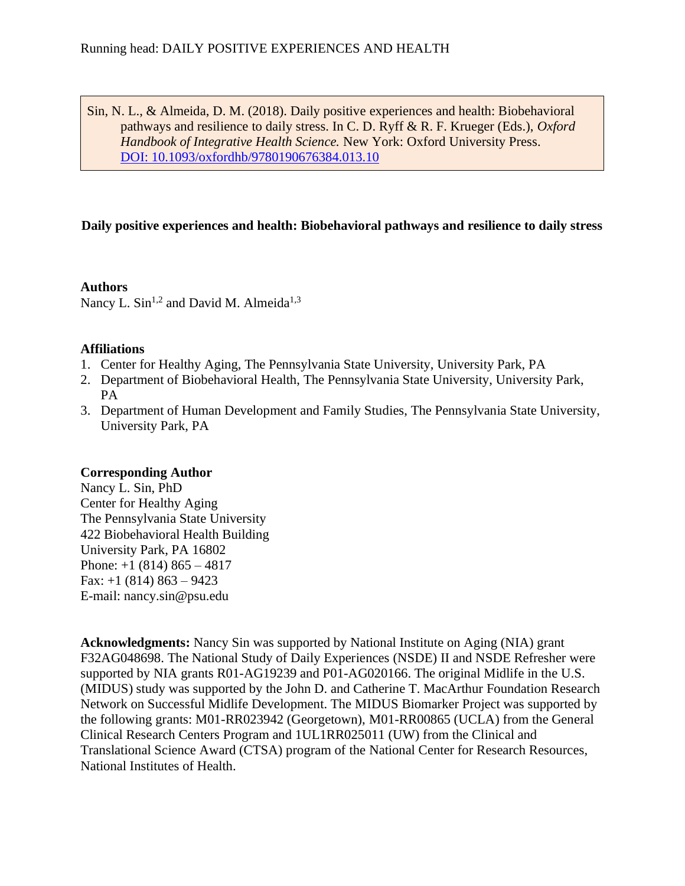Sin, N. L., & Almeida, D. M. (2018). Daily positive experiences and health: Biobehavioral pathways and resilience to daily stress. In C. D. Ryff & R. F. Krueger (Eds.), *Oxford Handbook of Integrative Health Science.* New York: Oxford University Press. [DOI: 10.1093/oxfordhb/9780190676384.013.10](https://doi.org/10.1093/oxfordhb/9780190676384.013.10)

# Daily positive experiences and health: Biobehavioral pathways and resilience to daily stress

**Authors**

Nancy L. Sin[1,2] and David M. Almeida[1,3]

**Affiliations**

1. Center for Healthy Aging, The Pennsylvania State University, University Park, PA
2. Department of Biobehavioral Health, The Pennsylvania State University, University Park, PA
3. Department of Human Development and Family Studies, The Pennsylvania State University, University Park, PA

**Corresponding Author**

Nancy L. Sin, PhD
Center for Healthy Aging
The Pennsylvania State University
422 Biobehavioral Health Building
University Park, PA 16802
Phone: +1 (814) 865 – 4817
Fax: +1 (814) 863 – 9423
E-mail: nancy.sin@psu.edu

**Acknowledgments:** Nancy Sin was supported by National Institute on Aging (NIA) grant F32AG048698. The National Study of Daily Experiences (NSDE) II and NSDE Refresher were supported by NIA grants R01-AG19239 and P01-AG020166. The original Midlife in the U.S. (MIDUS) study was supported by the John D. and Catherine T. MacArthur Foundation Research Network on Successful Midlife Development. The MIDUS Biomarker Project was supported by the following grants: M01-RR023942 (Georgetown), M01-RR00865 (UCLA) from the General Clinical Research Centers Program and 1UL1RR025011 (UW) from the Clinical and Translational Science Award (CTSA) program of the National Center for Research Resources, National Institutes of Health.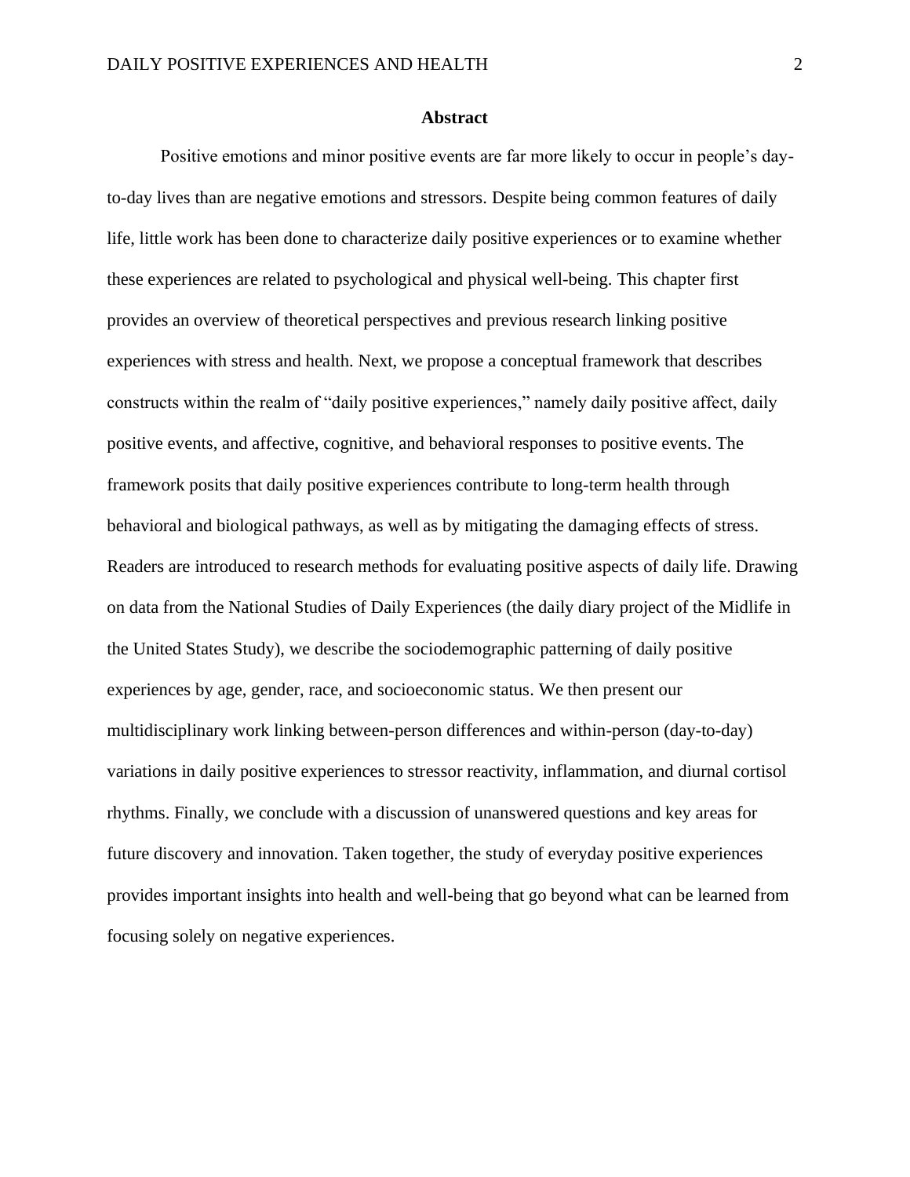## Abstract

Positive emotions and minor positive events are far more likely to occur in people's day-to-day lives than are negative emotions and stressors. Despite being common features of daily life, little work has been done to characterize daily positive experiences or to examine whether these experiences are related to psychological and physical well-being. This chapter first provides an overview of theoretical perspectives and previous research linking positive experiences with stress and health. Next, we propose a conceptual framework that describes constructs within the realm of "daily positive experiences," namely daily positive affect, daily positive events, and affective, cognitive, and behavioral responses to positive events. The framework posits that daily positive experiences contribute to long-term health through behavioral and biological pathways, as well as by mitigating the damaging effects of stress. Readers are introduced to research methods for evaluating positive aspects of daily life. Drawing on data from the National Studies of Daily Experiences (the daily diary project of the Midlife in the United States Study), we describe the sociodemographic patterning of daily positive experiences by age, gender, race, and socioeconomic status. We then present our multidisciplinary work linking between-person differences and within-person (day-to-day) variations in daily positive experiences to stressor reactivity, inflammation, and diurnal cortisol rhythms. Finally, we conclude with a discussion of unanswered questions and key areas for future discovery and innovation. Taken together, the study of everyday positive experiences provides important insights into health and well-being that go beyond what can be learned from focusing solely on negative experiences.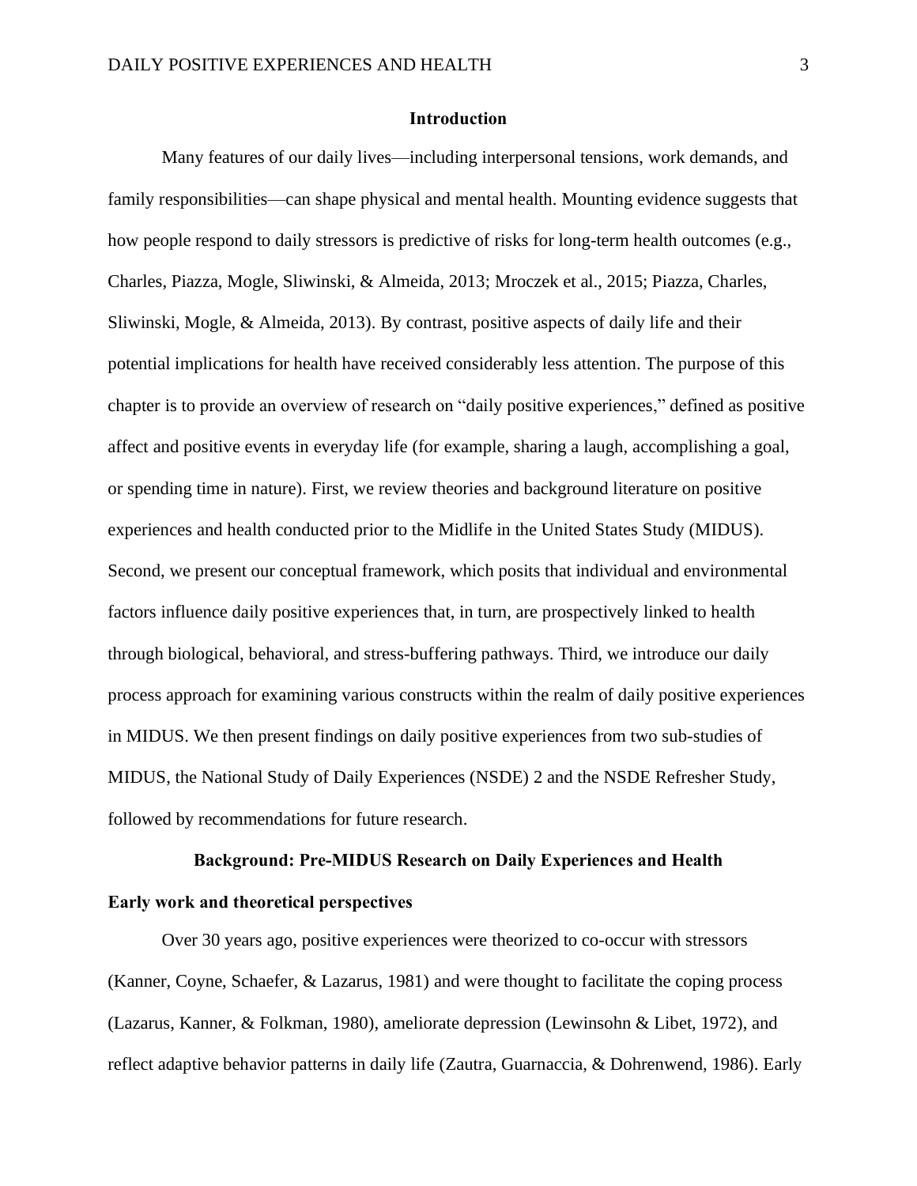## Introduction

Many features of our daily lives—including interpersonal tensions, work demands, and family responsibilities—can shape physical and mental health. Mounting evidence suggests that how people respond to daily stressors is predictive of risks for long-term health outcomes (e.g., Charles, Piazza, Mogle, Sliwinski, & Almeida, 2013; Mroczek et al., 2015; Piazza, Charles, Sliwinski, Mogle, & Almeida, 2013). By contrast, positive aspects of daily life and their potential implications for health have received considerably less attention. The purpose of this chapter is to provide an overview of research on "daily positive experiences," defined as positive affect and positive events in everyday life (for example, sharing a laugh, accomplishing a goal, or spending time in nature). First, we review theories and background literature on positive experiences and health conducted prior to the Midlife in the United States Study (MIDUS). Second, we present our conceptual framework, which posits that individual and environmental factors influence daily positive experiences that, in turn, are prospectively linked to health through biological, behavioral, and stress-buffering pathways. Third, we introduce our daily process approach for examining various constructs within the realm of daily positive experiences in MIDUS. We then present findings on daily positive experiences from two sub-studies of MIDUS, the National Study of Daily Experiences (NSDE) 2 and the NSDE Refresher Study, followed by recommendations for future research.

## Background: Pre-MIDUS Research on Daily Experiences and Health

### Early work and theoretical perspectives

Over 30 years ago, positive experiences were theorized to co-occur with stressors (Kanner, Coyne, Schaefer, & Lazarus, 1981) and were thought to facilitate the coping process (Lazarus, Kanner, & Folkman, 1980), ameliorate depression (Lewinsohn & Libet, 1972), and reflect adaptive behavior patterns in daily life (Zautra, Guarnaccia, & Dohrenwend, 1986). Early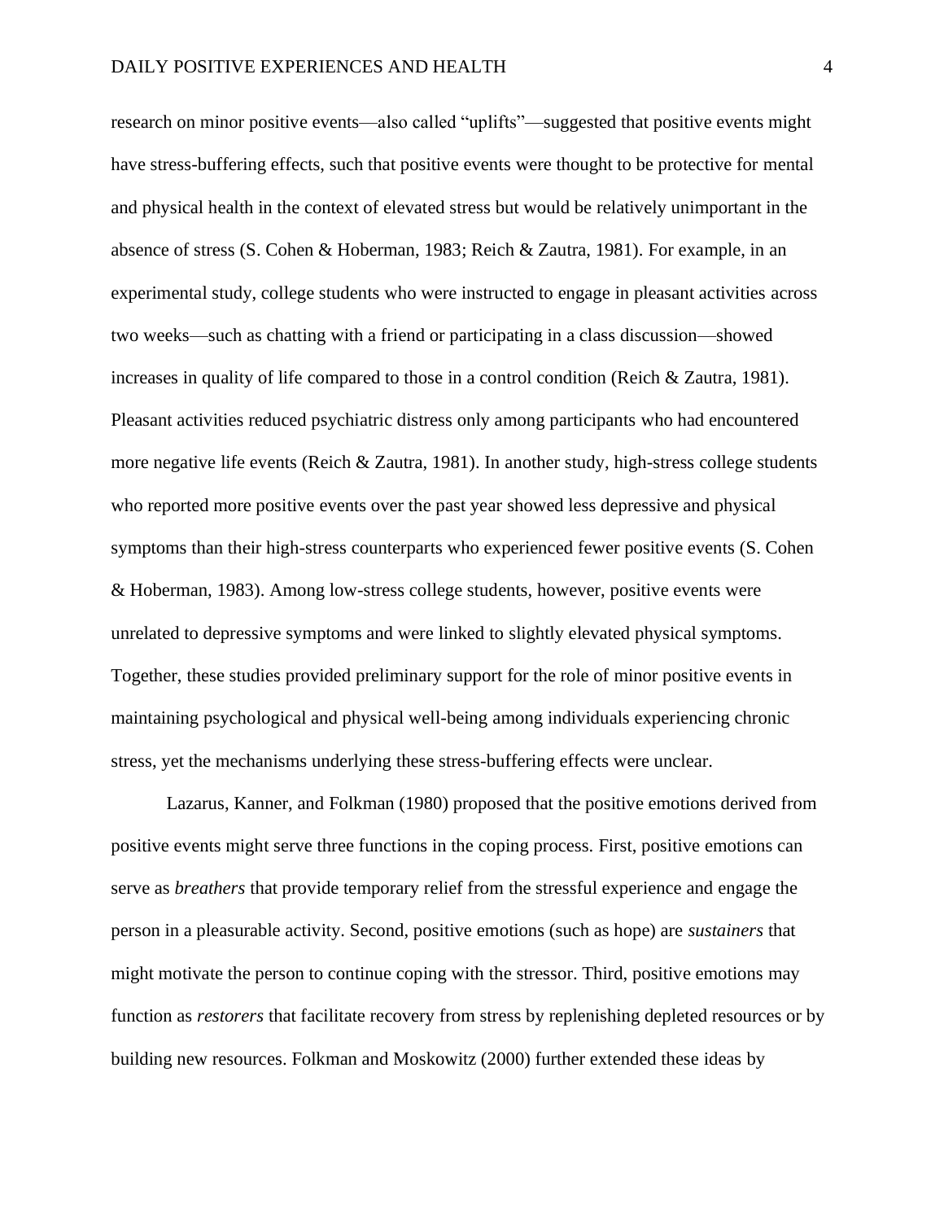research on minor positive events—also called “uplifts”—suggested that positive events might have stress-buffering effects, such that positive events were thought to be protective for mental and physical health in the context of elevated stress but would be relatively unimportant in the absence of stress (S. Cohen & Hoberman, 1983; Reich & Zautra, 1981). For example, in an experimental study, college students who were instructed to engage in pleasant activities across two weeks—such as chatting with a friend or participating in a class discussion—showed increases in quality of life compared to those in a control condition (Reich & Zautra, 1981). Pleasant activities reduced psychiatric distress only among participants who had encountered more negative life events (Reich & Zautra, 1981). In another study, high-stress college students who reported more positive events over the past year showed less depressive and physical symptoms than their high-stress counterparts who experienced fewer positive events (S. Cohen & Hoberman, 1983). Among low-stress college students, however, positive events were unrelated to depressive symptoms and were linked to slightly elevated physical symptoms. Together, these studies provided preliminary support for the role of minor positive events in maintaining psychological and physical well-being among individuals experiencing chronic stress, yet the mechanisms underlying these stress-buffering effects were unclear.

Lazarus, Kanner, and Folkman (1980) proposed that the positive emotions derived from positive events might serve three functions in the coping process. First, positive emotions can serve as *breathers* that provide temporary relief from the stressful experience and engage the person in a pleasurable activity. Second, positive emotions (such as hope) are *sustainers* that might motivate the person to continue coping with the stressor. Third, positive emotions may function as *restorers* that facilitate recovery from stress by replenishing depleted resources or by building new resources. Folkman and Moskowitz (2000) further extended these ideas by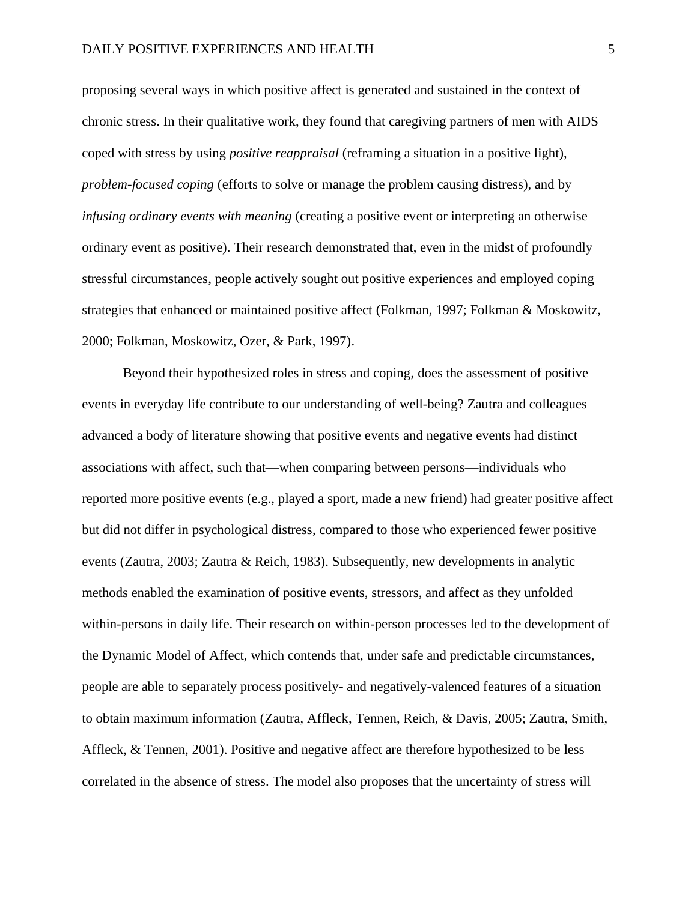proposing several ways in which positive affect is generated and sustained in the context of chronic stress. In their qualitative work, they found that caregiving partners of men with AIDS coped with stress by using *positive reappraisal* (reframing a situation in a positive light), *problem-focused coping* (efforts to solve or manage the problem causing distress), and by *infusing ordinary events with meaning* (creating a positive event or interpreting an otherwise ordinary event as positive). Their research demonstrated that, even in the midst of profoundly stressful circumstances, people actively sought out positive experiences and employed coping strategies that enhanced or maintained positive affect (Folkman, 1997; Folkman & Moskowitz, 2000; Folkman, Moskowitz, Ozer, & Park, 1997).

Beyond their hypothesized roles in stress and coping, does the assessment of positive events in everyday life contribute to our understanding of well-being? Zautra and colleagues advanced a body of literature showing that positive events and negative events had distinct associations with affect, such that—when comparing between persons—individuals who reported more positive events (e.g., played a sport, made a new friend) had greater positive affect but did not differ in psychological distress, compared to those who experienced fewer positive events (Zautra, 2003; Zautra & Reich, 1983). Subsequently, new developments in analytic methods enabled the examination of positive events, stressors, and affect as they unfolded within-persons in daily life. Their research on within-person processes led to the development of the Dynamic Model of Affect, which contends that, under safe and predictable circumstances, people are able to separately process positively- and negatively-valenced features of a situation to obtain maximum information (Zautra, Affleck, Tennen, Reich, & Davis, 2005; Zautra, Smith, Affleck, & Tennen, 2001). Positive and negative affect are therefore hypothesized to be less correlated in the absence of stress. The model also proposes that the uncertainty of stress will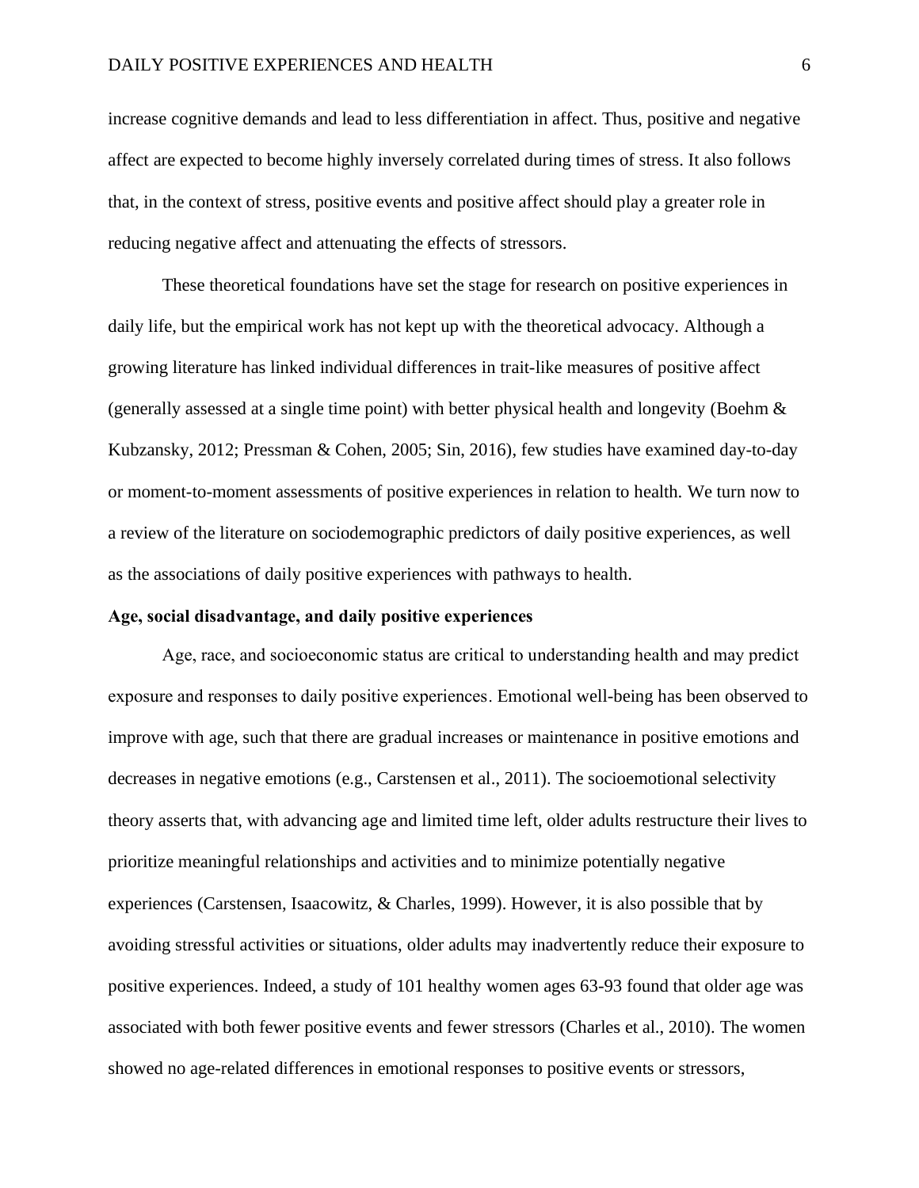increase cognitive demands and lead to less differentiation in affect. Thus, positive and negative affect are expected to become highly inversely correlated during times of stress. It also follows that, in the context of stress, positive events and positive affect should play a greater role in reducing negative affect and attenuating the effects of stressors.

These theoretical foundations have set the stage for research on positive experiences in daily life, but the empirical work has not kept up with the theoretical advocacy. Although a growing literature has linked individual differences in trait-like measures of positive affect (generally assessed at a single time point) with better physical health and longevity (Boehm & Kubzansky, 2012; Pressman & Cohen, 2005; Sin, 2016), few studies have examined day-to-day or moment-to-moment assessments of positive experiences in relation to health. We turn now to a review of the literature on sociodemographic predictors of daily positive experiences, as well as the associations of daily positive experiences with pathways to health.

**Age, social disadvantage, and daily positive experiences**

Age, race, and socioeconomic status are critical to understanding health and may predict exposure and responses to daily positive experiences. Emotional well-being has been observed to improve with age, such that there are gradual increases or maintenance in positive emotions and decreases in negative emotions (e.g., Carstensen et al., 2011). The socioemotional selectivity theory asserts that, with advancing age and limited time left, older adults restructure their lives to prioritize meaningful relationships and activities and to minimize potentially negative experiences (Carstensen, Isaacowitz, & Charles, 1999). However, it is also possible that by avoiding stressful activities or situations, older adults may inadvertently reduce their exposure to positive experiences. Indeed, a study of 101 healthy women ages 63-93 found that older age was associated with both fewer positive events and fewer stressors (Charles et al., 2010). The women showed no age-related differences in emotional responses to positive events or stressors,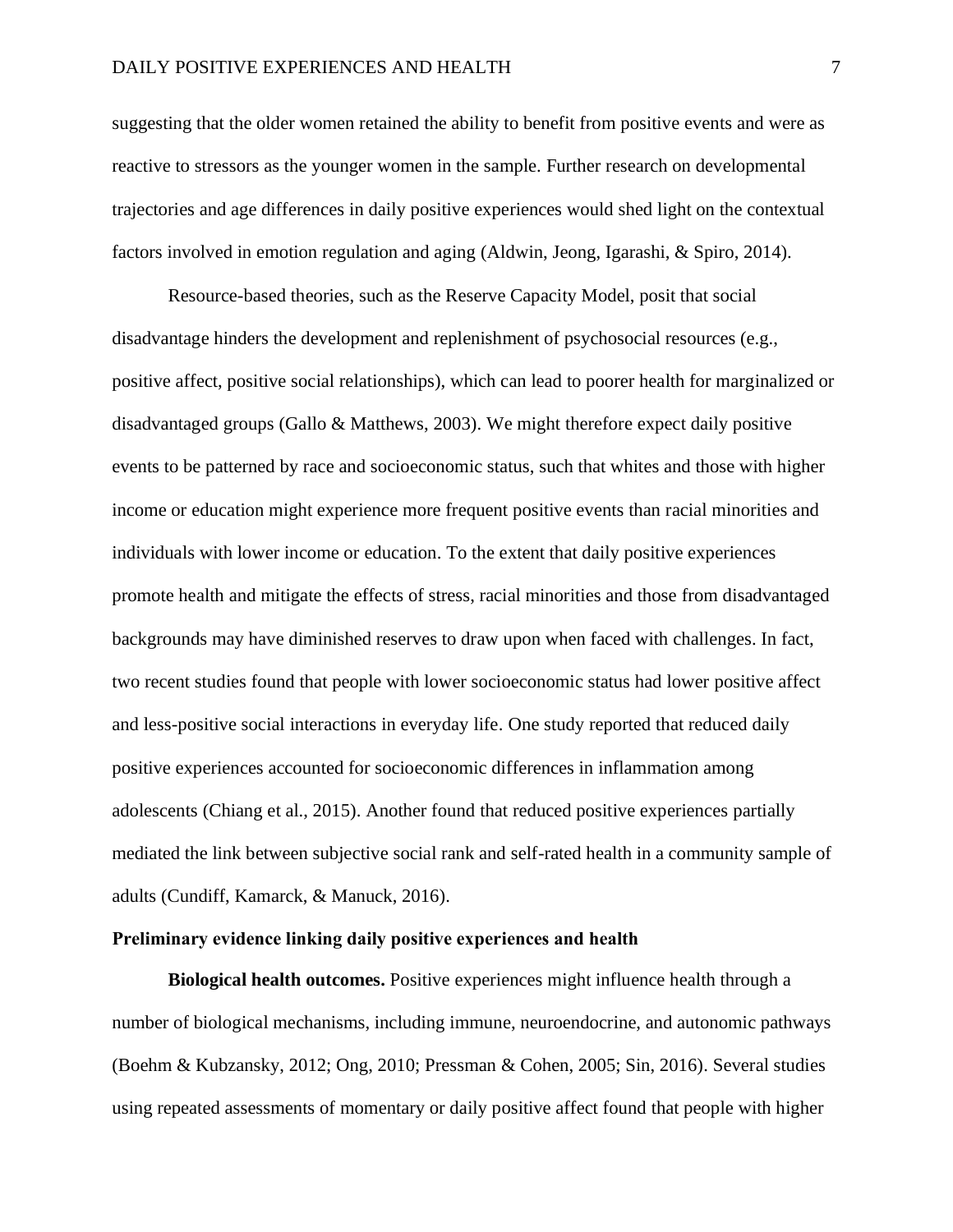suggesting that the older women retained the ability to benefit from positive events and were as reactive to stressors as the younger women in the sample. Further research on developmental trajectories and age differences in daily positive experiences would shed light on the contextual factors involved in emotion regulation and aging (Aldwin, Jeong, Igarashi, & Spiro, 2014).

Resource-based theories, such as the Reserve Capacity Model, posit that social disadvantage hinders the development and replenishment of psychosocial resources (e.g., positive affect, positive social relationships), which can lead to poorer health for marginalized or disadvantaged groups (Gallo & Matthews, 2003). We might therefore expect daily positive events to be patterned by race and socioeconomic status, such that whites and those with higher income or education might experience more frequent positive events than racial minorities and individuals with lower income or education. To the extent that daily positive experiences promote health and mitigate the effects of stress, racial minorities and those from disadvantaged backgrounds may have diminished reserves to draw upon when faced with challenges. In fact, two recent studies found that people with lower socioeconomic status had lower positive affect and less-positive social interactions in everyday life. One study reported that reduced daily positive experiences accounted for socioeconomic differences in inflammation among adolescents (Chiang et al., 2015). Another found that reduced positive experiences partially mediated the link between subjective social rank and self-rated health in a community sample of adults (Cundiff, Kamarck, & Manuck, 2016).

### Preliminary evidence linking daily positive experiences and health

**Biological health outcomes.** Positive experiences might influence health through a number of biological mechanisms, including immune, neuroendocrine, and autonomic pathways (Boehm & Kubzansky, 2012; Ong, 2010; Pressman & Cohen, 2005; Sin, 2016). Several studies using repeated assessments of momentary or daily positive affect found that people with higher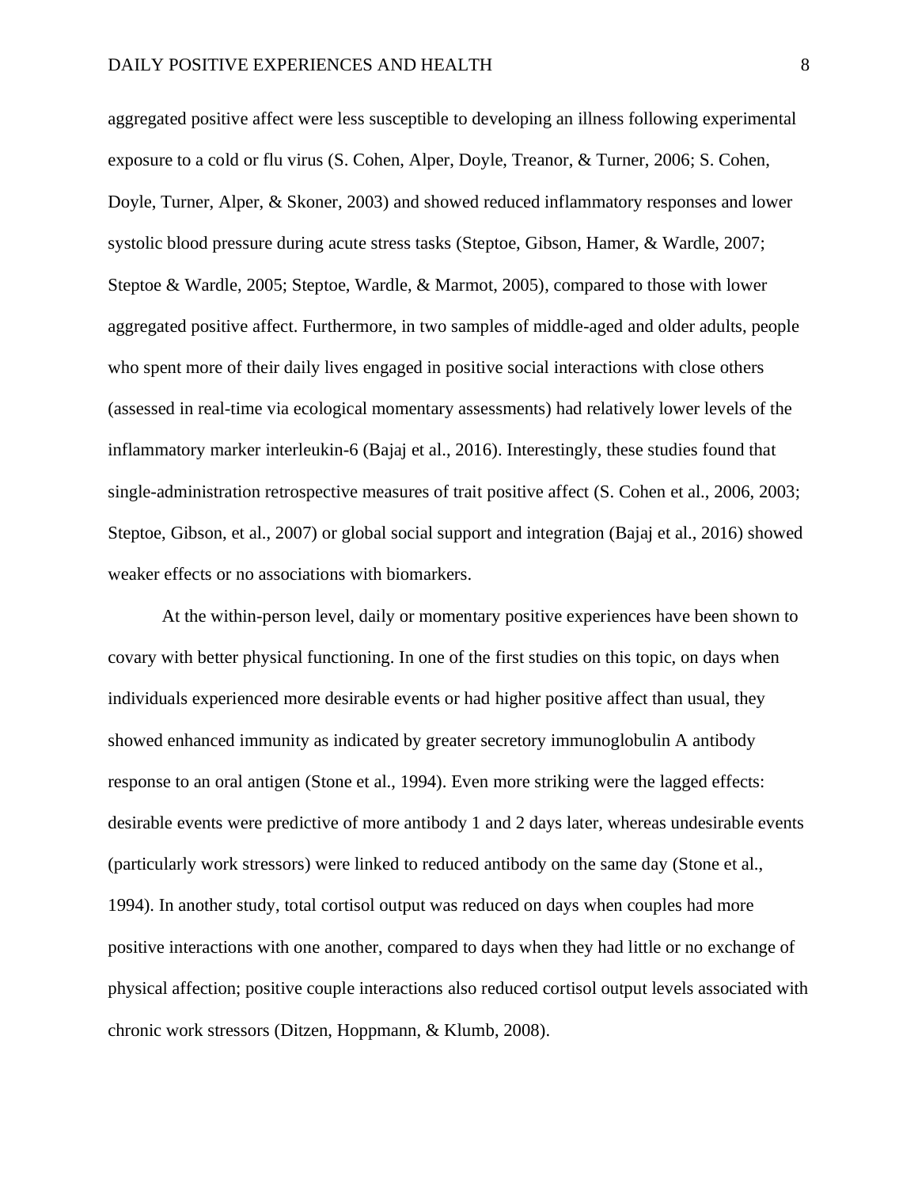aggregated positive affect were less susceptible to developing an illness following experimental exposure to a cold or flu virus (S. Cohen, Alper, Doyle, Treanor, & Turner, 2006; S. Cohen, Doyle, Turner, Alper, & Skoner, 2003) and showed reduced inflammatory responses and lower systolic blood pressure during acute stress tasks (Steptoe, Gibson, Hamer, & Wardle, 2007; Steptoe & Wardle, 2005; Steptoe, Wardle, & Marmot, 2005), compared to those with lower aggregated positive affect. Furthermore, in two samples of middle-aged and older adults, people who spent more of their daily lives engaged in positive social interactions with close others (assessed in real-time via ecological momentary assessments) had relatively lower levels of the inflammatory marker interleukin-6 (Bajaj et al., 2016). Interestingly, these studies found that single-administration retrospective measures of trait positive affect (S. Cohen et al., 2006, 2003; Steptoe, Gibson, et al., 2007) or global social support and integration (Bajaj et al., 2016) showed weaker effects or no associations with biomarkers.

At the within-person level, daily or momentary positive experiences have been shown to covary with better physical functioning. In one of the first studies on this topic, on days when individuals experienced more desirable events or had higher positive affect than usual, they showed enhanced immunity as indicated by greater secretory immunoglobulin A antibody response to an oral antigen (Stone et al., 1994). Even more striking were the lagged effects: desirable events were predictive of more antibody 1 and 2 days later, whereas undesirable events (particularly work stressors) were linked to reduced antibody on the same day (Stone et al., 1994). In another study, total cortisol output was reduced on days when couples had more positive interactions with one another, compared to days when they had little or no exchange of physical affection; positive couple interactions also reduced cortisol output levels associated with chronic work stressors (Ditzen, Hoppmann, & Klumb, 2008).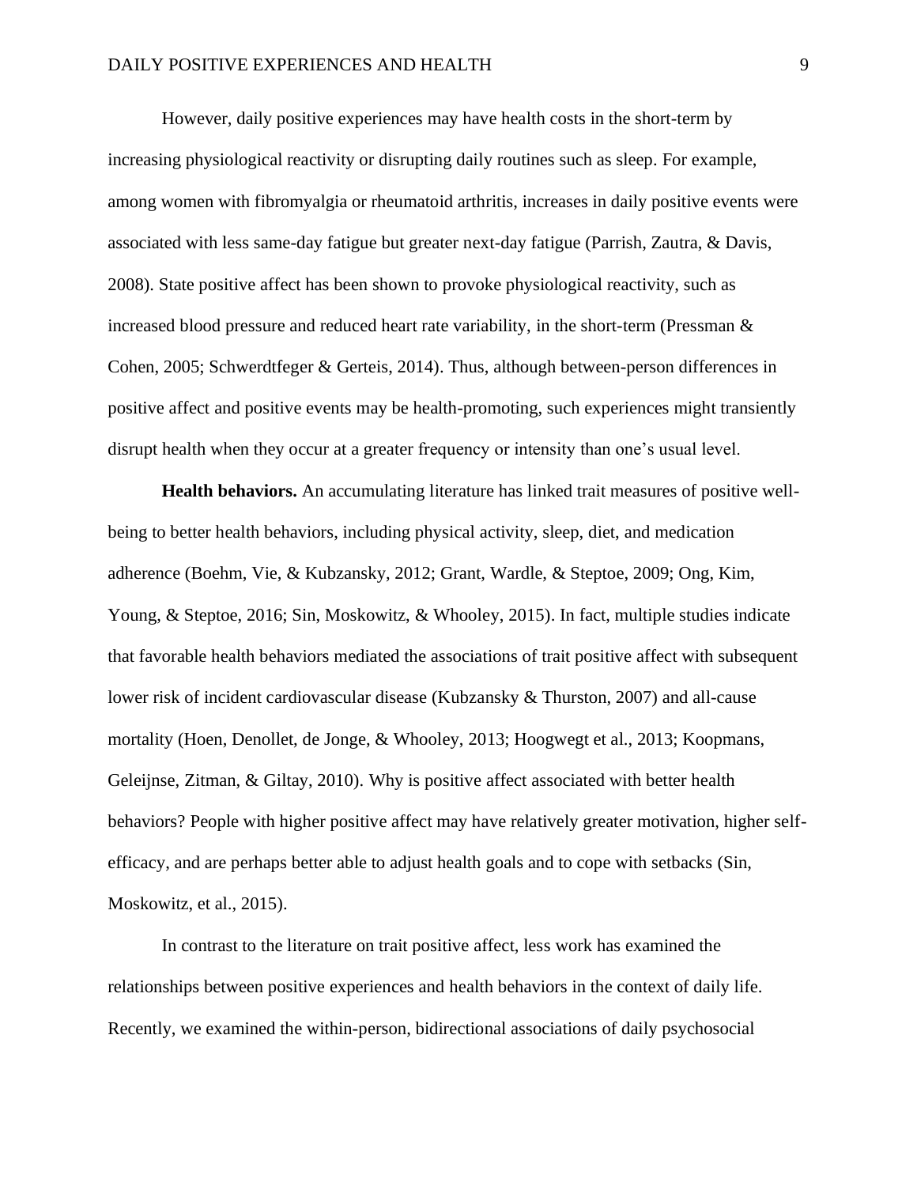However, daily positive experiences may have health costs in the short-term by increasing physiological reactivity or disrupting daily routines such as sleep. For example, among women with fibromyalgia or rheumatoid arthritis, increases in daily positive events were associated with less same-day fatigue but greater next-day fatigue (Parrish, Zautra, & Davis, 2008). State positive affect has been shown to provoke physiological reactivity, such as increased blood pressure and reduced heart rate variability, in the short-term (Pressman & Cohen, 2005; Schwerdtfeger & Gerteis, 2014). Thus, although between-person differences in positive affect and positive events may be health-promoting, such experiences might transiently disrupt health when they occur at a greater frequency or intensity than one's usual level.

**Health behaviors.** An accumulating literature has linked trait measures of positive well-being to better health behaviors, including physical activity, sleep, diet, and medication adherence (Boehm, Vie, & Kubzansky, 2012; Grant, Wardle, & Steptoe, 2009; Ong, Kim, Young, & Steptoe, 2016; Sin, Moskowitz, & Whooley, 2015). In fact, multiple studies indicate that favorable health behaviors mediated the associations of trait positive affect with subsequent lower risk of incident cardiovascular disease (Kubzansky & Thurston, 2007) and all-cause mortality (Hoen, Denollet, de Jonge, & Whooley, 2013; Hoogwegt et al., 2013; Koopmans, Geleijnse, Zitman, & Giltay, 2010). Why is positive affect associated with better health behaviors? People with higher positive affect may have relatively greater motivation, higher self-efficacy, and are perhaps better able to adjust health goals and to cope with setbacks (Sin, Moskowitz, et al., 2015).

In contrast to the literature on trait positive affect, less work has examined the relationships between positive experiences and health behaviors in the context of daily life. Recently, we examined the within-person, bidirectional associations of daily psychosocial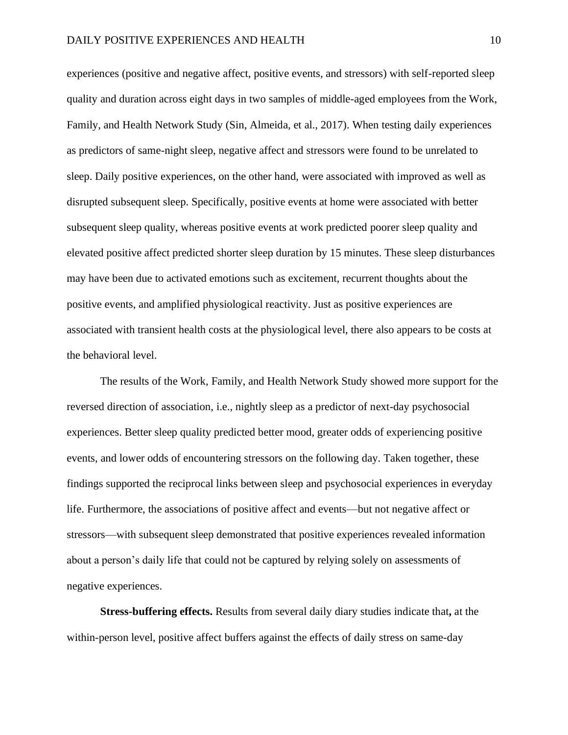experiences (positive and negative affect, positive events, and stressors) with self-reported sleep quality and duration across eight days in two samples of middle-aged employees from the Work, Family, and Health Network Study (Sin, Almeida, et al., 2017). When testing daily experiences as predictors of same-night sleep, negative affect and stressors were found to be unrelated to sleep. Daily positive experiences, on the other hand, were associated with improved as well as disrupted subsequent sleep. Specifically, positive events at home were associated with better subsequent sleep quality, whereas positive events at work predicted poorer sleep quality and elevated positive affect predicted shorter sleep duration by 15 minutes. These sleep disturbances may have been due to activated emotions such as excitement, recurrent thoughts about the positive events, and amplified physiological reactivity. Just as positive experiences are associated with transient health costs at the physiological level, there also appears to be costs at the behavioral level.

The results of the Work, Family, and Health Network Study showed more support for the reversed direction of association, i.e., nightly sleep as a predictor of next-day psychosocial experiences. Better sleep quality predicted better mood, greater odds of experiencing positive events, and lower odds of encountering stressors on the following day. Taken together, these findings supported the reciprocal links between sleep and psychosocial experiences in everyday life. Furthermore, the associations of positive affect and events—but not negative affect or stressors—with subsequent sleep demonstrated that positive experiences revealed information about a person's daily life that could not be captured by relying solely on assessments of negative experiences.

**Stress-buffering effects.** Results from several daily diary studies indicate that**,** at the within-person level, positive affect buffers against the effects of daily stress on same-day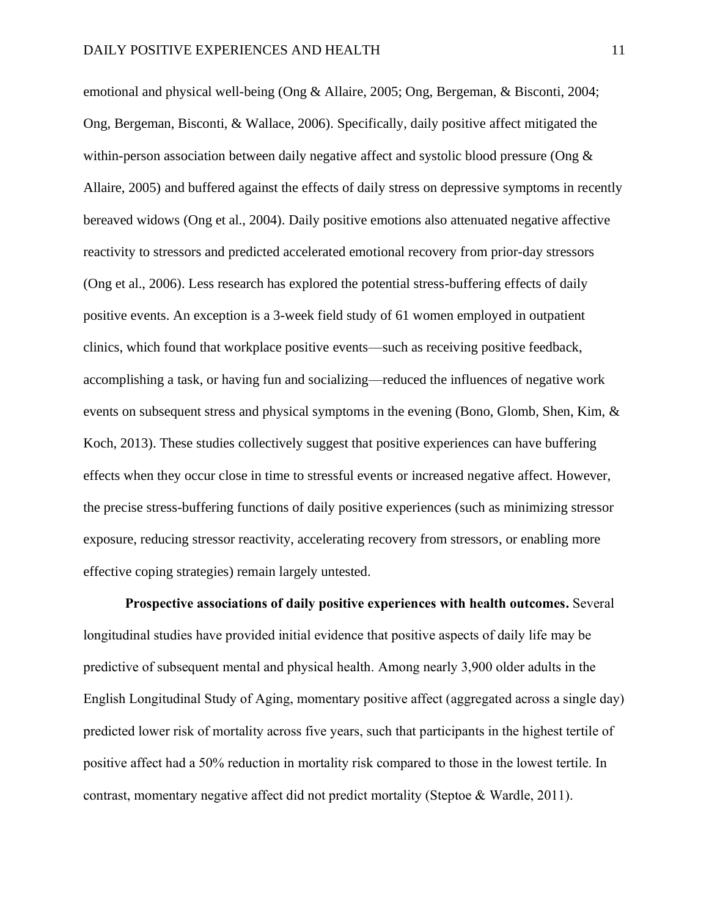emotional and physical well-being (Ong & Allaire, 2005; Ong, Bergeman, & Bisconti, 2004; Ong, Bergeman, Bisconti, & Wallace, 2006). Specifically, daily positive affect mitigated the within-person association between daily negative affect and systolic blood pressure (Ong & Allaire, 2005) and buffered against the effects of daily stress on depressive symptoms in recently bereaved widows (Ong et al., 2004). Daily positive emotions also attenuated negative affective reactivity to stressors and predicted accelerated emotional recovery from prior-day stressors (Ong et al., 2006). Less research has explored the potential stress-buffering effects of daily positive events. An exception is a 3-week field study of 61 women employed in outpatient clinics, which found that workplace positive events—such as receiving positive feedback, accomplishing a task, or having fun and socializing—reduced the influences of negative work events on subsequent stress and physical symptoms in the evening (Bono, Glomb, Shen, Kim, & Koch, 2013). These studies collectively suggest that positive experiences can have buffering effects when they occur close in time to stressful events or increased negative affect. However, the precise stress-buffering functions of daily positive experiences (such as minimizing stressor exposure, reducing stressor reactivity, accelerating recovery from stressors, or enabling more effective coping strategies) remain largely untested.

**Prospective associations of daily positive experiences with health outcomes.** Several longitudinal studies have provided initial evidence that positive aspects of daily life may be predictive of subsequent mental and physical health. Among nearly 3,900 older adults in the English Longitudinal Study of Aging, momentary positive affect (aggregated across a single day) predicted lower risk of mortality across five years, such that participants in the highest tertile of positive affect had a 50% reduction in mortality risk compared to those in the lowest tertile. In contrast, momentary negative affect did not predict mortality (Steptoe & Wardle, 2011).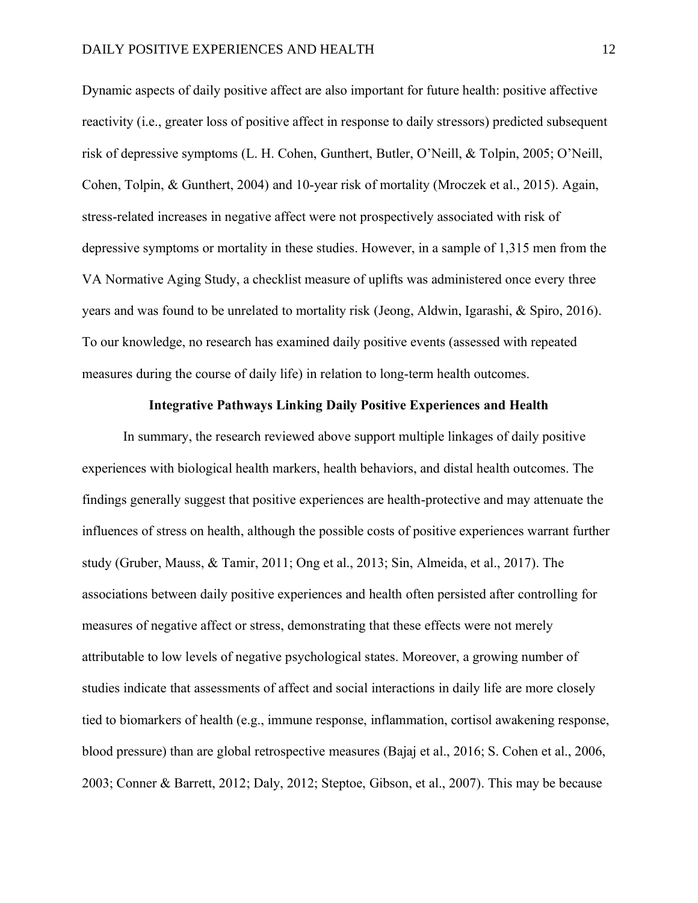Dynamic aspects of daily positive affect are also important for future health: positive affective reactivity (i.e., greater loss of positive affect in response to daily stressors) predicted subsequent risk of depressive symptoms (L. H. Cohen, Gunthert, Butler, O'Neill, & Tolpin, 2005; O'Neill, Cohen, Tolpin, & Gunthert, 2004) and 10-year risk of mortality (Mroczek et al., 2015). Again, stress-related increases in negative affect were not prospectively associated with risk of depressive symptoms or mortality in these studies. However, in a sample of 1,315 men from the VA Normative Aging Study, a checklist measure of uplifts was administered once every three years and was found to be unrelated to mortality risk (Jeong, Aldwin, Igarashi, & Spiro, 2016). To our knowledge, no research has examined daily positive events (assessed with repeated measures during the course of daily life) in relation to long-term health outcomes.

## Integrative Pathways Linking Daily Positive Experiences and Health

In summary, the research reviewed above support multiple linkages of daily positive experiences with biological health markers, health behaviors, and distal health outcomes. The findings generally suggest that positive experiences are health-protective and may attenuate the influences of stress on health, although the possible costs of positive experiences warrant further study (Gruber, Mauss, & Tamir, 2011; Ong et al., 2013; Sin, Almeida, et al., 2017). The associations between daily positive experiences and health often persisted after controlling for measures of negative affect or stress, demonstrating that these effects were not merely attributable to low levels of negative psychological states. Moreover, a growing number of studies indicate that assessments of affect and social interactions in daily life are more closely tied to biomarkers of health (e.g., immune response, inflammation, cortisol awakening response, blood pressure) than are global retrospective measures (Bajaj et al., 2016; S. Cohen et al., 2006, 2003; Conner & Barrett, 2012; Daly, 2012; Steptoe, Gibson, et al., 2007). This may be because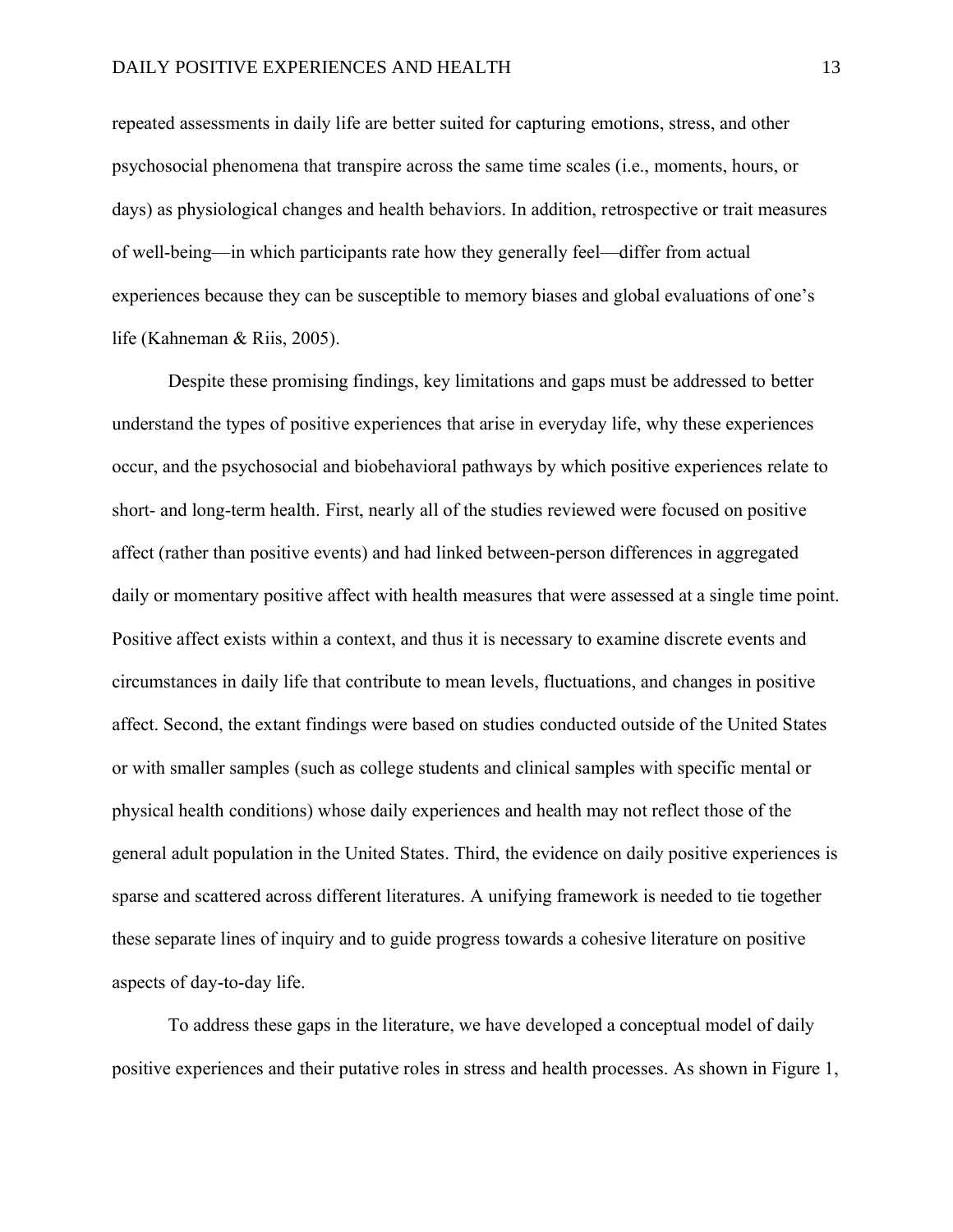repeated assessments in daily life are better suited for capturing emotions, stress, and other psychosocial phenomena that transpire across the same time scales (i.e., moments, hours, or days) as physiological changes and health behaviors. In addition, retrospective or trait measures of well-being—in which participants rate how they generally feel—differ from actual experiences because they can be susceptible to memory biases and global evaluations of one's life (Kahneman & Riis, 2005).

Despite these promising findings, key limitations and gaps must be addressed to better understand the types of positive experiences that arise in everyday life, why these experiences occur, and the psychosocial and biobehavioral pathways by which positive experiences relate to short- and long-term health. First, nearly all of the studies reviewed were focused on positive affect (rather than positive events) and had linked between-person differences in aggregated daily or momentary positive affect with health measures that were assessed at a single time point. Positive affect exists within a context, and thus it is necessary to examine discrete events and circumstances in daily life that contribute to mean levels, fluctuations, and changes in positive affect. Second, the extant findings were based on studies conducted outside of the United States or with smaller samples (such as college students and clinical samples with specific mental or physical health conditions) whose daily experiences and health may not reflect those of the general adult population in the United States. Third, the evidence on daily positive experiences is sparse and scattered across different literatures. A unifying framework is needed to tie together these separate lines of inquiry and to guide progress towards a cohesive literature on positive aspects of day-to-day life.

To address these gaps in the literature, we have developed a conceptual model of daily positive experiences and their putative roles in stress and health processes. As shown in Figure 1,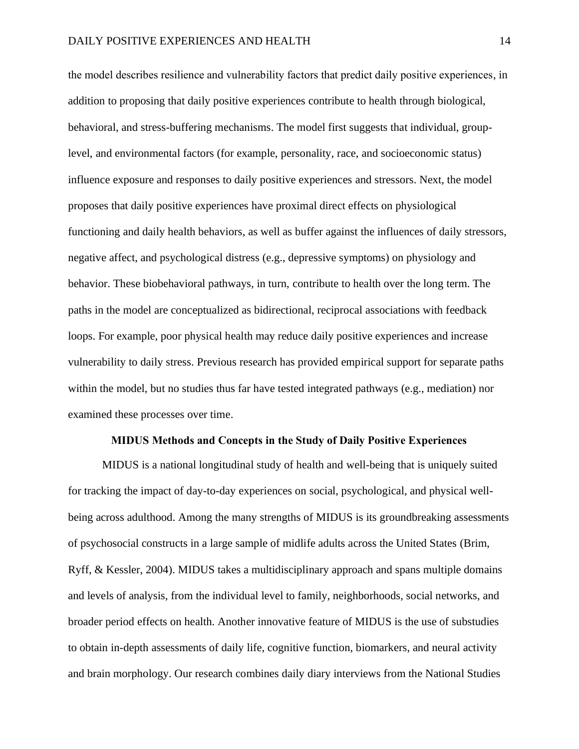the model describes resilience and vulnerability factors that predict daily positive experiences, in addition to proposing that daily positive experiences contribute to health through biological, behavioral, and stress-buffering mechanisms. The model first suggests that individual, group-level, and environmental factors (for example, personality, race, and socioeconomic status) influence exposure and responses to daily positive experiences and stressors. Next, the model proposes that daily positive experiences have proximal direct effects on physiological functioning and daily health behaviors, as well as buffer against the influences of daily stressors, negative affect, and psychological distress (e.g., depressive symptoms) on physiology and behavior. These biobehavioral pathways, in turn, contribute to health over the long term. The paths in the model are conceptualized as bidirectional, reciprocal associations with feedback loops. For example, poor physical health may reduce daily positive experiences and increase vulnerability to daily stress. Previous research has provided empirical support for separate paths within the model, but no studies thus far have tested integrated pathways (e.g., mediation) nor examined these processes over time.

## MIDUS Methods and Concepts in the Study of Daily Positive Experiences

MIDUS is a national longitudinal study of health and well-being that is uniquely suited for tracking the impact of day-to-day experiences on social, psychological, and physical well-being across adulthood. Among the many strengths of MIDUS is its groundbreaking assessments of psychosocial constructs in a large sample of midlife adults across the United States (Brim, Ryff, & Kessler, 2004). MIDUS takes a multidisciplinary approach and spans multiple domains and levels of analysis, from the individual level to family, neighborhoods, social networks, and broader period effects on health. Another innovative feature of MIDUS is the use of substudies to obtain in-depth assessments of daily life, cognitive function, biomarkers, and neural activity and brain morphology. Our research combines daily diary interviews from the National Studies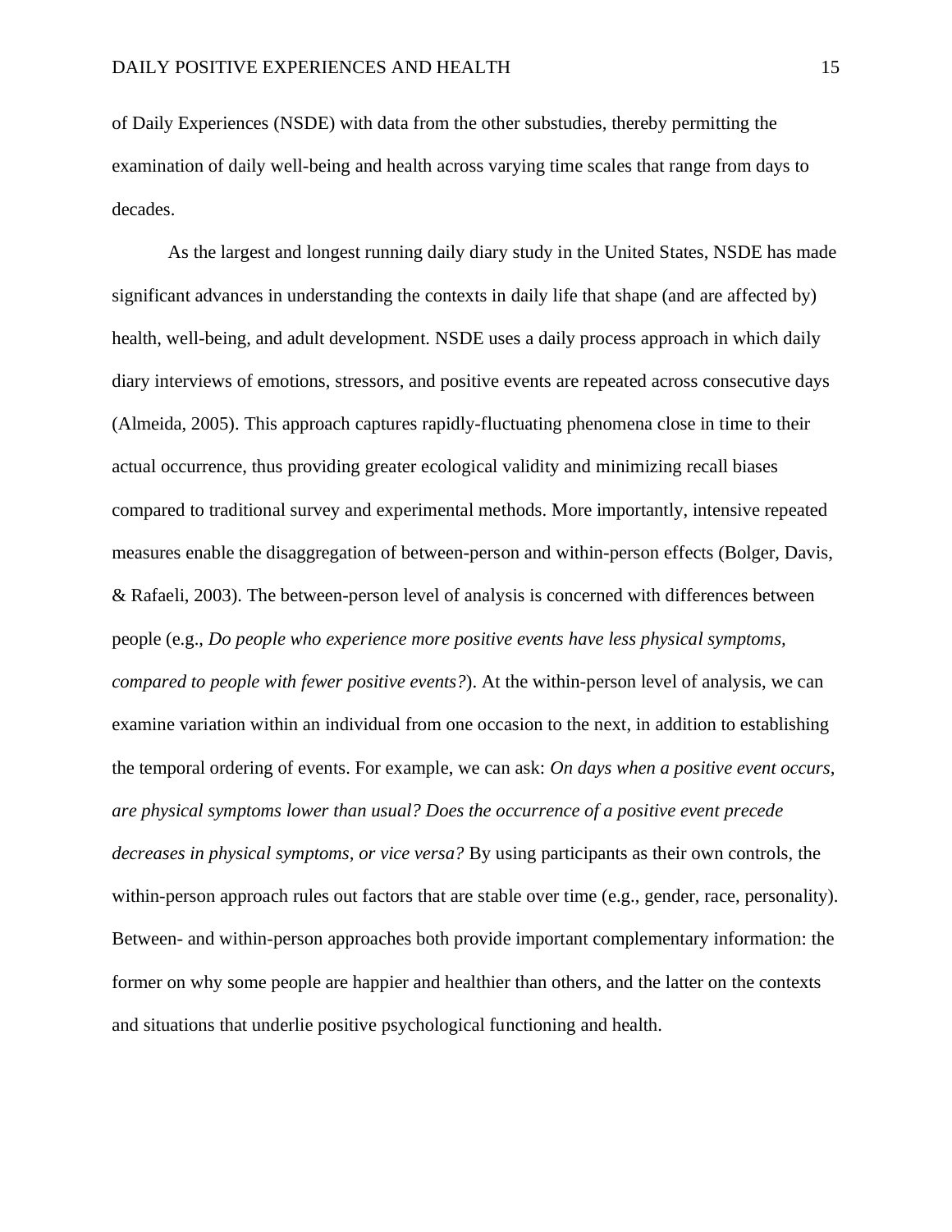of Daily Experiences (NSDE) with data from the other substudies, thereby permitting the examination of daily well-being and health across varying time scales that range from days to decades.

As the largest and longest running daily diary study in the United States, NSDE has made significant advances in understanding the contexts in daily life that shape (and are affected by) health, well-being, and adult development. NSDE uses a daily process approach in which daily diary interviews of emotions, stressors, and positive events are repeated across consecutive days (Almeida, 2005). This approach captures rapidly-fluctuating phenomena close in time to their actual occurrence, thus providing greater ecological validity and minimizing recall biases compared to traditional survey and experimental methods. More importantly, intensive repeated measures enable the disaggregation of between-person and within-person effects (Bolger, Davis, & Rafaeli, 2003). The between-person level of analysis is concerned with differences between people (e.g., *Do people who experience more positive events have less physical symptoms, compared to people with fewer positive events?*). At the within-person level of analysis, we can examine variation within an individual from one occasion to the next, in addition to establishing the temporal ordering of events. For example, we can ask: *On days when a positive event occurs, are physical symptoms lower than usual? Does the occurrence of a positive event precede decreases in physical symptoms, or vice versa?* By using participants as their own controls, the within-person approach rules out factors that are stable over time (e.g., gender, race, personality). Between- and within-person approaches both provide important complementary information: the former on why some people are happier and healthier than others, and the latter on the contexts and situations that underlie positive psychological functioning and health.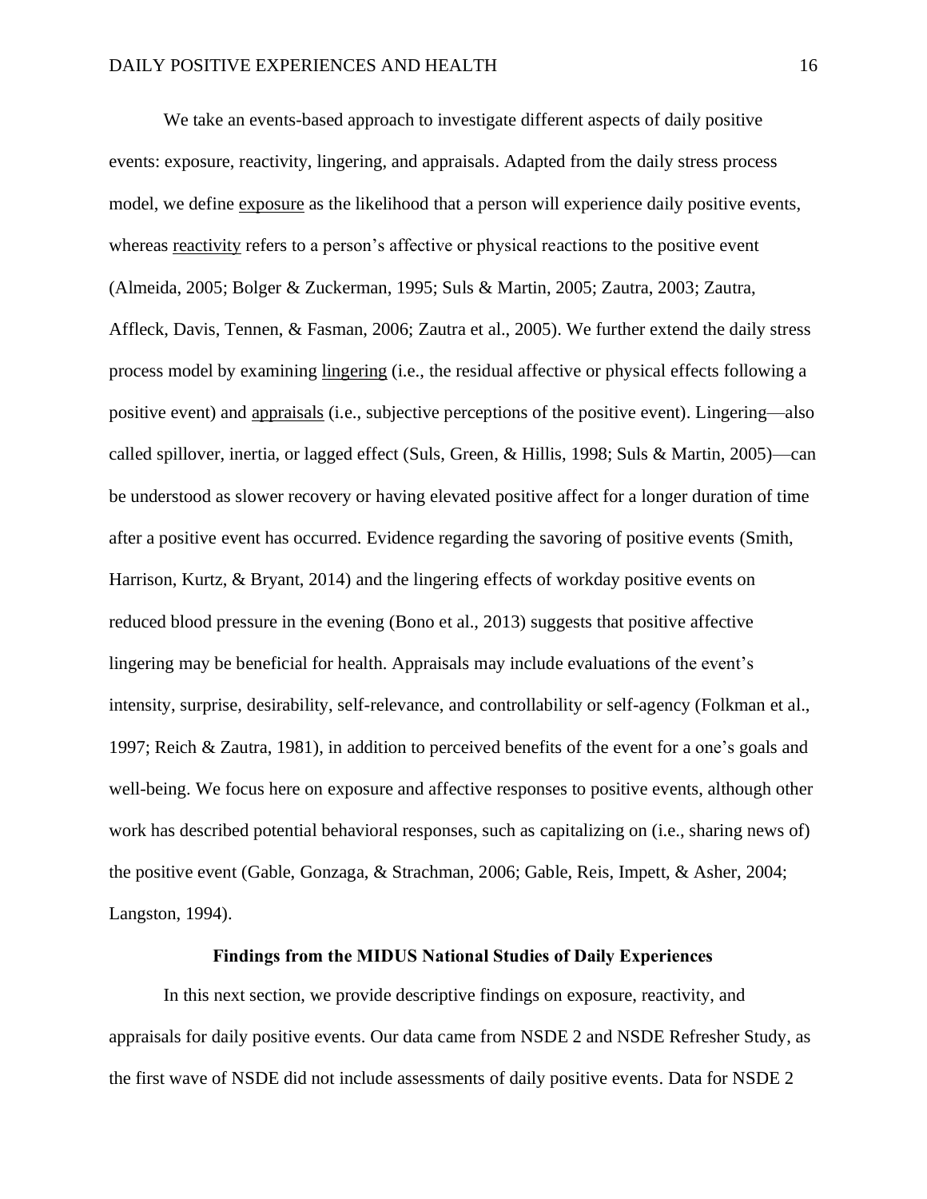We take an events-based approach to investigate different aspects of daily positive events: exposure, reactivity, lingering, and appraisals. Adapted from the daily stress process model, we define exposure as the likelihood that a person will experience daily positive events, whereas reactivity refers to a person's affective or physical reactions to the positive event (Almeida, 2005; Bolger & Zuckerman, 1995; Suls & Martin, 2005; Zautra, 2003; Zautra, Affleck, Davis, Tennen, & Fasman, 2006; Zautra et al., 2005). We further extend the daily stress process model by examining lingering (i.e., the residual affective or physical effects following a positive event) and appraisals (i.e., subjective perceptions of the positive event). Lingering—also called spillover, inertia, or lagged effect (Suls, Green, & Hillis, 1998; Suls & Martin, 2005)—can be understood as slower recovery or having elevated positive affect for a longer duration of time after a positive event has occurred. Evidence regarding the savoring of positive events (Smith, Harrison, Kurtz, & Bryant, 2014) and the lingering effects of workday positive events on reduced blood pressure in the evening (Bono et al., 2013) suggests that positive affective lingering may be beneficial for health. Appraisals may include evaluations of the event's intensity, surprise, desirability, self-relevance, and controllability or self-agency (Folkman et al., 1997; Reich & Zautra, 1981), in addition to perceived benefits of the event for a one's goals and well-being. We focus here on exposure and affective responses to positive events, although other work has described potential behavioral responses, such as capitalizing on (i.e., sharing news of) the positive event (Gable, Gonzaga, & Strachman, 2006; Gable, Reis, Impett, & Asher, 2004; Langston, 1994).

## Findings from the MIDUS National Studies of Daily Experiences

In this next section, we provide descriptive findings on exposure, reactivity, and appraisals for daily positive events. Our data came from NSDE 2 and NSDE Refresher Study, as the first wave of NSDE did not include assessments of daily positive events. Data for NSDE 2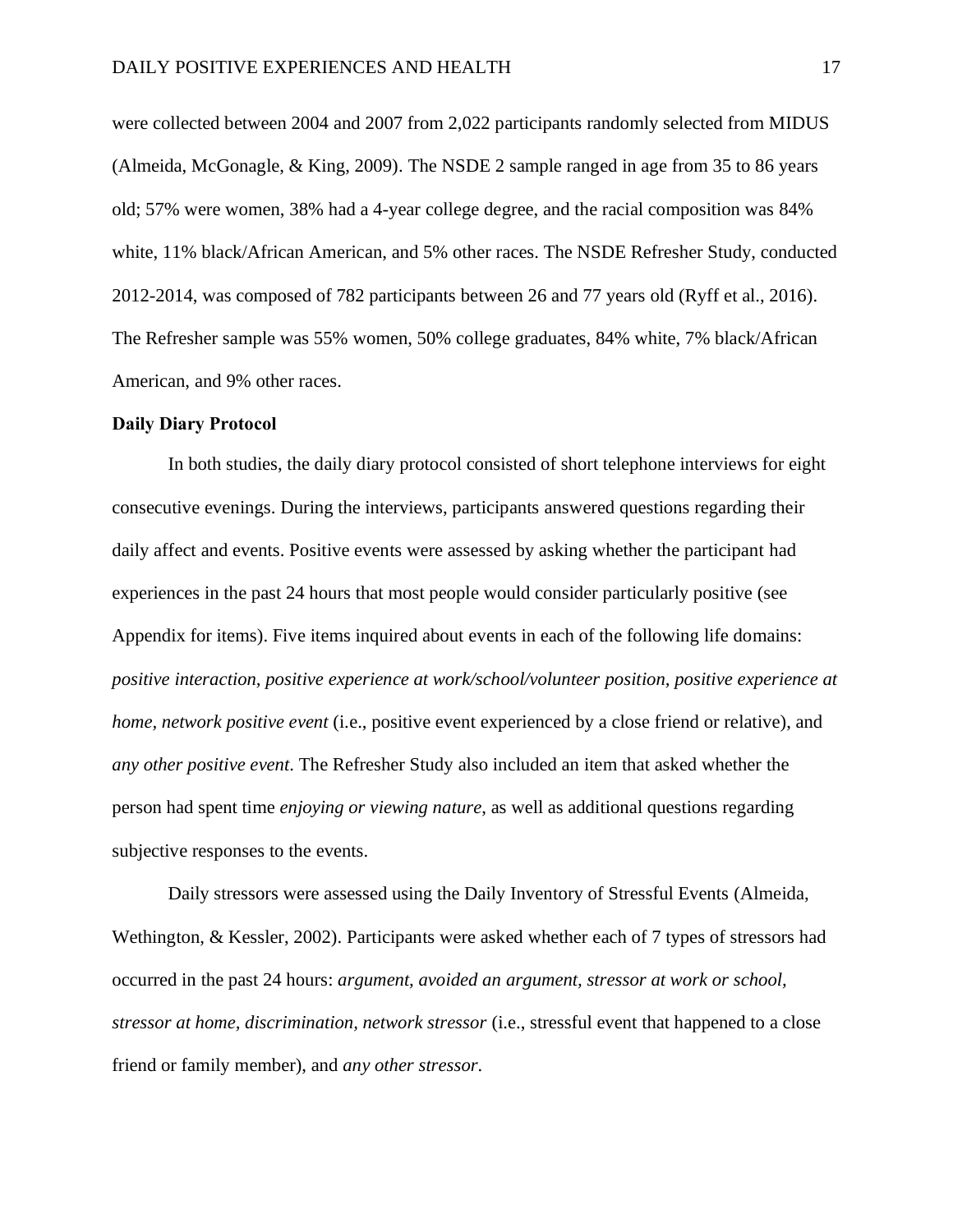were collected between 2004 and 2007 from 2,022 participants randomly selected from MIDUS (Almeida, McGonagle, & King, 2009). The NSDE 2 sample ranged in age from 35 to 86 years old; 57% were women, 38% had a 4-year college degree, and the racial composition was 84% white, 11% black/African American, and 5% other races. The NSDE Refresher Study, conducted 2012-2014, was composed of 782 participants between 26 and 77 years old (Ryff et al., 2016). The Refresher sample was 55% women, 50% college graduates, 84% white, 7% black/African American, and 9% other races.

**Daily Diary Protocol**

In both studies, the daily diary protocol consisted of short telephone interviews for eight consecutive evenings. During the interviews, participants answered questions regarding their daily affect and events. Positive events were assessed by asking whether the participant had experiences in the past 24 hours that most people would consider particularly positive (see Appendix for items). Five items inquired about events in each of the following life domains: *positive interaction, positive experience at work/school/volunteer position, positive experience at home, network positive event* (i.e., positive event experienced by a close friend or relative), and *any other positive event*. The Refresher Study also included an item that asked whether the person had spent time *enjoying or viewing nature*, as well as additional questions regarding subjective responses to the events.

Daily stressors were assessed using the Daily Inventory of Stressful Events (Almeida, Wethington, & Kessler, 2002). Participants were asked whether each of 7 types of stressors had occurred in the past 24 hours: *argument, avoided an argument, stressor at work or school, stressor at home, discrimination, network stressor* (i.e., stressful event that happened to a close friend or family member), and *any other stressor*.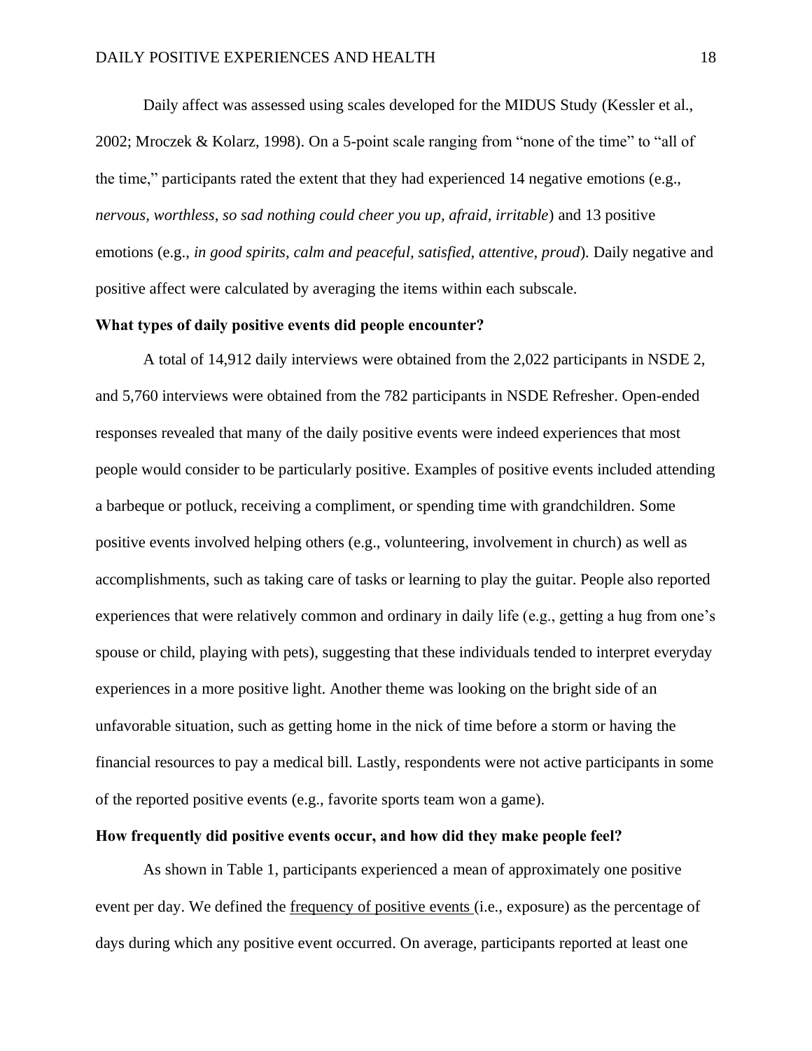Daily affect was assessed using scales developed for the MIDUS Study (Kessler et al., 2002; Mroczek & Kolarz, 1998). On a 5-point scale ranging from "none of the time" to "all of the time," participants rated the extent that they had experienced 14 negative emotions (e.g., *nervous, worthless, so sad nothing could cheer you up, afraid, irritable*) and 13 positive emotions (e.g., *in good spirits, calm and peaceful, satisfied, attentive, proud*). Daily negative and positive affect were calculated by averaging the items within each subscale.

**What types of daily positive events did people encounter?**

A total of 14,912 daily interviews were obtained from the 2,022 participants in NSDE 2, and 5,760 interviews were obtained from the 782 participants in NSDE Refresher. Open-ended responses revealed that many of the daily positive events were indeed experiences that most people would consider to be particularly positive. Examples of positive events included attending a barbeque or potluck, receiving a compliment, or spending time with grandchildren. Some positive events involved helping others (e.g., volunteering, involvement in church) as well as accomplishments, such as taking care of tasks or learning to play the guitar. People also reported experiences that were relatively common and ordinary in daily life (e.g., getting a hug from one's spouse or child, playing with pets), suggesting that these individuals tended to interpret everyday experiences in a more positive light. Another theme was looking on the bright side of an unfavorable situation, such as getting home in the nick of time before a storm or having the financial resources to pay a medical bill. Lastly, respondents were not active participants in some of the reported positive events (e.g., favorite sports team won a game).

**How frequently did positive events occur, and how did they make people feel?**

As shown in Table 1, participants experienced a mean of approximately one positive event per day. We defined the <u>frequency of positive events</u> (i.e., exposure) as the percentage of days during which any positive event occurred. On average, participants reported at least one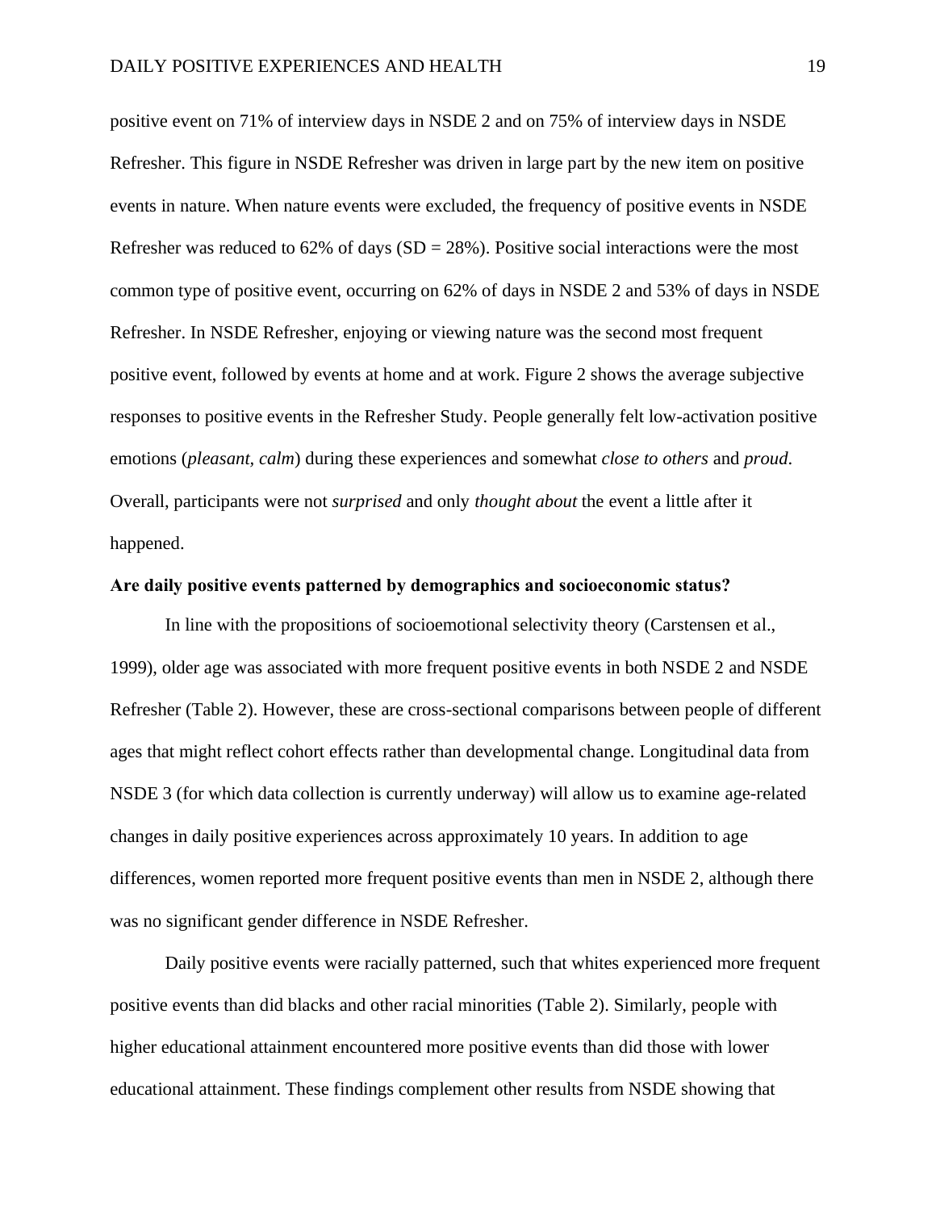positive event on 71% of interview days in NSDE 2 and on 75% of interview days in NSDE Refresher. This figure in NSDE Refresher was driven in large part by the new item on positive events in nature. When nature events were excluded, the frequency of positive events in NSDE Refresher was reduced to 62% of days (SD = 28%). Positive social interactions were the most common type of positive event, occurring on 62% of days in NSDE 2 and 53% of days in NSDE Refresher. In NSDE Refresher, enjoying or viewing nature was the second most frequent positive event, followed by events at home and at work. Figure 2 shows the average subjective responses to positive events in the Refresher Study. People generally felt low-activation positive emotions (*pleasant, calm*) during these experiences and somewhat *close to others* and *proud*. Overall, participants were not *surprised* and only *thought about* the event a little after it happened.

**Are daily positive events patterned by demographics and socioeconomic status?**

In line with the propositions of socioemotional selectivity theory (Carstensen et al., 1999), older age was associated with more frequent positive events in both NSDE 2 and NSDE Refresher (Table 2). However, these are cross-sectional comparisons between people of different ages that might reflect cohort effects rather than developmental change. Longitudinal data from NSDE 3 (for which data collection is currently underway) will allow us to examine age-related changes in daily positive experiences across approximately 10 years. In addition to age differences, women reported more frequent positive events than men in NSDE 2, although there was no significant gender difference in NSDE Refresher.

Daily positive events were racially patterned, such that whites experienced more frequent positive events than did blacks and other racial minorities (Table 2). Similarly, people with higher educational attainment encountered more positive events than did those with lower educational attainment. These findings complement other results from NSDE showing that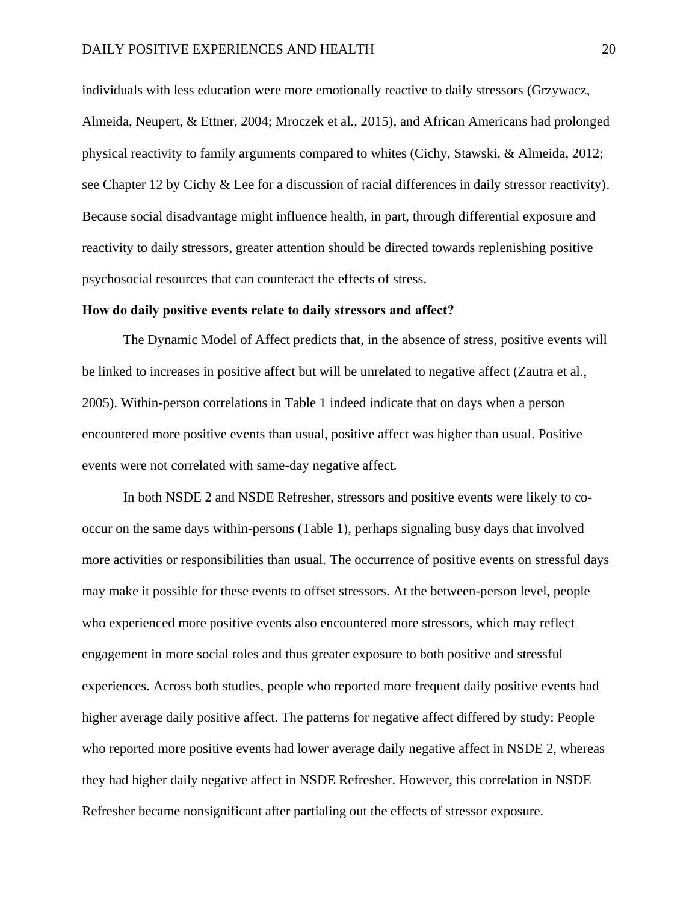individuals with less education were more emotionally reactive to daily stressors (Grzywacz, Almeida, Neupert, & Ettner, 2004; Mroczek et al., 2015), and African Americans had prolonged physical reactivity to family arguments compared to whites (Cichy, Stawski, & Almeida, 2012; see Chapter 12 by Cichy & Lee for a discussion of racial differences in daily stressor reactivity). Because social disadvantage might influence health, in part, through differential exposure and reactivity to daily stressors, greater attention should be directed towards replenishing positive psychosocial resources that can counteract the effects of stress.

### How do daily positive events relate to daily stressors and affect?

The Dynamic Model of Affect predicts that, in the absence of stress, positive events will be linked to increases in positive affect but will be unrelated to negative affect (Zautra et al., 2005). Within-person correlations in Table 1 indeed indicate that on days when a person encountered more positive events than usual, positive affect was higher than usual. Positive events were not correlated with same-day negative affect.

In both NSDE 2 and NSDE Refresher, stressors and positive events were likely to co-occur on the same days within-persons (Table 1), perhaps signaling busy days that involved more activities or responsibilities than usual. The occurrence of positive events on stressful days may make it possible for these events to offset stressors. At the between-person level, people who experienced more positive events also encountered more stressors, which may reflect engagement in more social roles and thus greater exposure to both positive and stressful experiences. Across both studies, people who reported more frequent daily positive events had higher average daily positive affect. The patterns for negative affect differed by study: People who reported more positive events had lower average daily negative affect in NSDE 2, whereas they had higher daily negative affect in NSDE Refresher. However, this correlation in NSDE Refresher became nonsignificant after partialing out the effects of stressor exposure.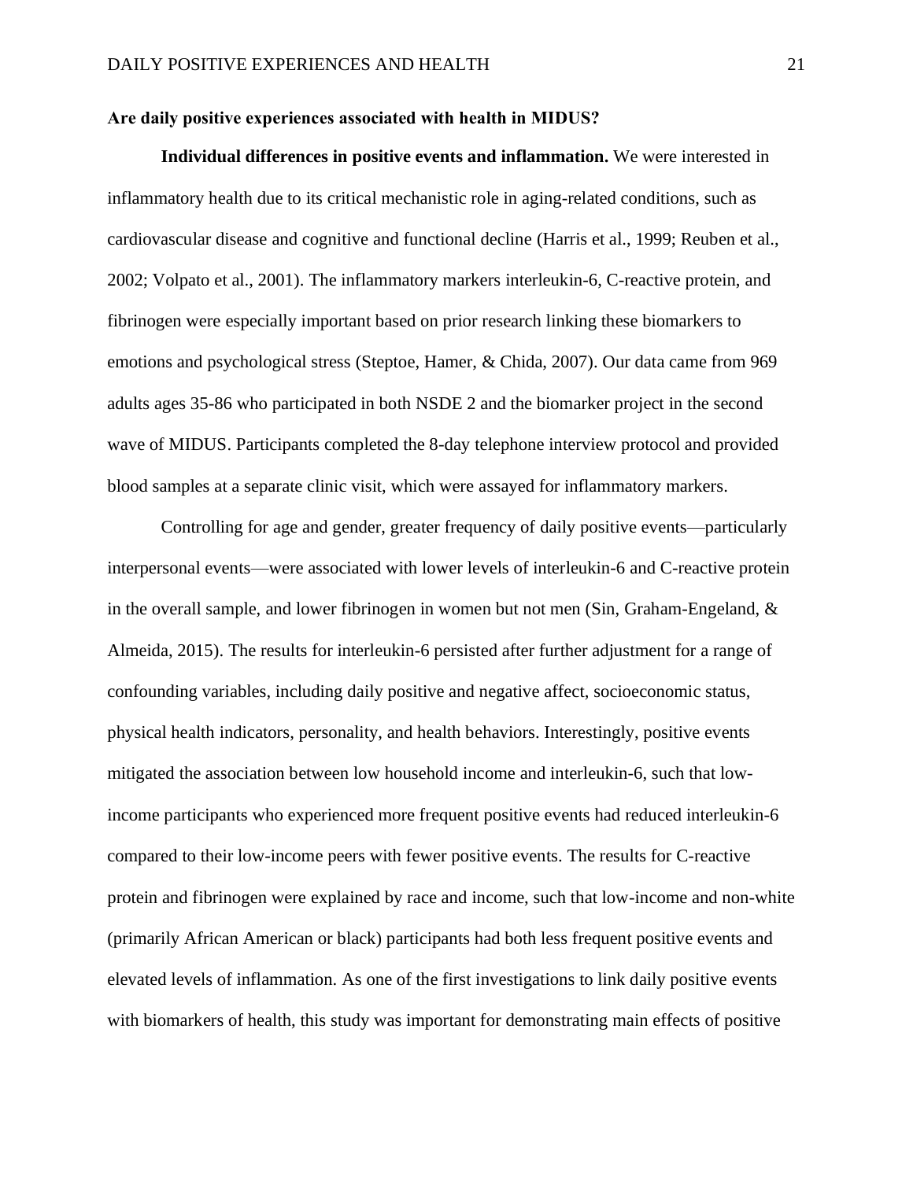**Are daily positive experiences associated with health in MIDUS?**

**Individual differences in positive events and inflammation.** We were interested in inflammatory health due to its critical mechanistic role in aging-related conditions, such as cardiovascular disease and cognitive and functional decline (Harris et al., 1999; Reuben et al., 2002; Volpato et al., 2001). The inflammatory markers interleukin-6, C-reactive protein, and fibrinogen were especially important based on prior research linking these biomarkers to emotions and psychological stress (Steptoe, Hamer, & Chida, 2007). Our data came from 969 adults ages 35-86 who participated in both NSDE 2 and the biomarker project in the second wave of MIDUS. Participants completed the 8-day telephone interview protocol and provided blood samples at a separate clinic visit, which were assayed for inflammatory markers.

Controlling for age and gender, greater frequency of daily positive events—particularly interpersonal events—were associated with lower levels of interleukin-6 and C-reactive protein in the overall sample, and lower fibrinogen in women but not men (Sin, Graham-Engeland, & Almeida, 2015). The results for interleukin-6 persisted after further adjustment for a range of confounding variables, including daily positive and negative affect, socioeconomic status, physical health indicators, personality, and health behaviors. Interestingly, positive events mitigated the association between low household income and interleukin-6, such that low-income participants who experienced more frequent positive events had reduced interleukin-6 compared to their low-income peers with fewer positive events. The results for C-reactive protein and fibrinogen were explained by race and income, such that low-income and non-white (primarily African American or black) participants had both less frequent positive events and elevated levels of inflammation. As one of the first investigations to link daily positive events with biomarkers of health, this study was important for demonstrating main effects of positive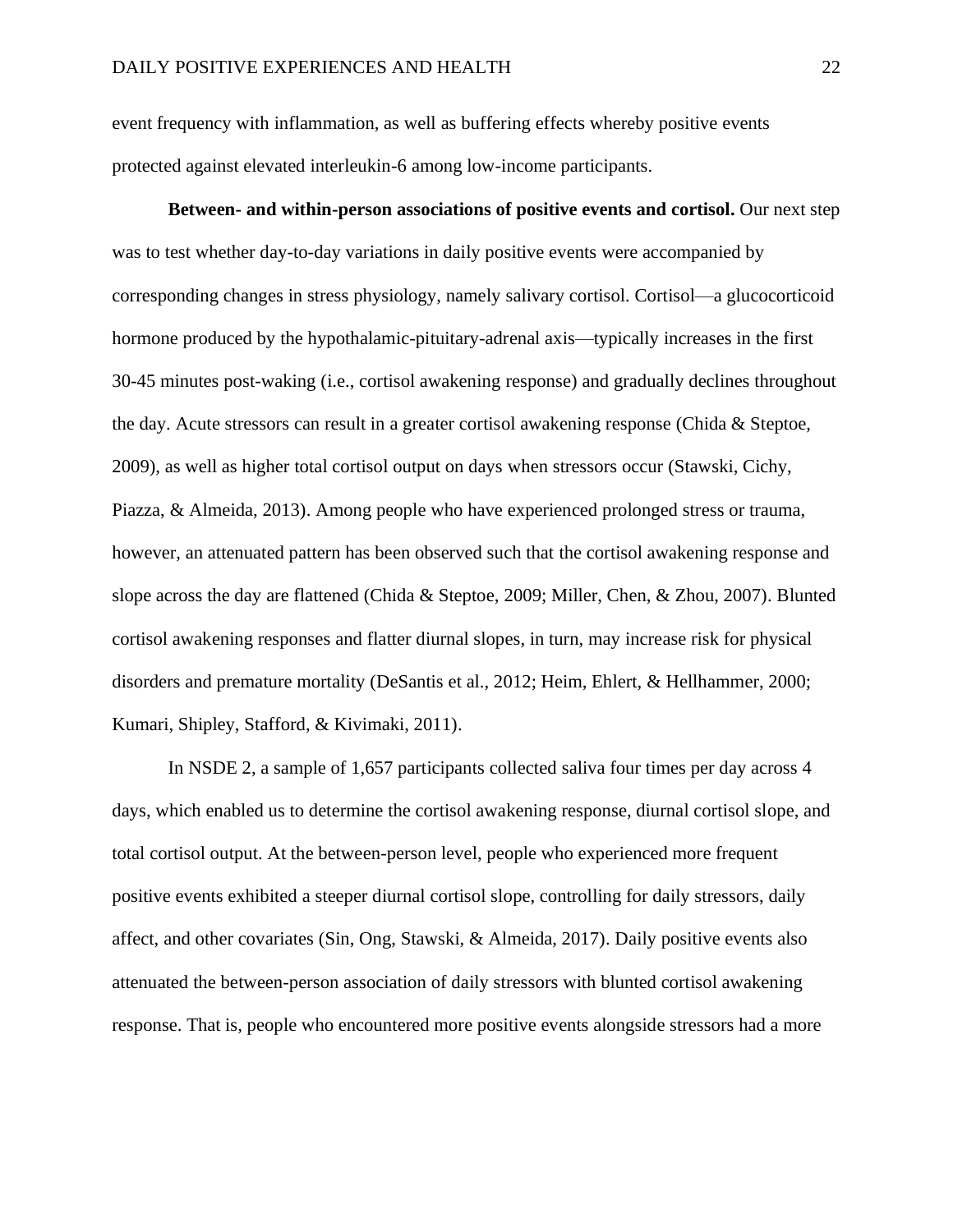event frequency with inflammation, as well as buffering effects whereby positive events protected against elevated interleukin-6 among low-income participants.

**Between- and within-person associations of positive events and cortisol.** Our next step was to test whether day-to-day variations in daily positive events were accompanied by corresponding changes in stress physiology, namely salivary cortisol. Cortisol—a glucocorticoid hormone produced by the hypothalamic-pituitary-adrenal axis—typically increases in the first 30-45 minutes post-waking (i.e., cortisol awakening response) and gradually declines throughout the day. Acute stressors can result in a greater cortisol awakening response (Chida & Steptoe, 2009), as well as higher total cortisol output on days when stressors occur (Stawski, Cichy, Piazza, & Almeida, 2013). Among people who have experienced prolonged stress or trauma, however, an attenuated pattern has been observed such that the cortisol awakening response and slope across the day are flattened (Chida & Steptoe, 2009; Miller, Chen, & Zhou, 2007). Blunted cortisol awakening responses and flatter diurnal slopes, in turn, may increase risk for physical disorders and premature mortality (DeSantis et al., 2012; Heim, Ehlert, & Hellhammer, 2000; Kumari, Shipley, Stafford, & Kivimaki, 2011).

In NSDE 2, a sample of 1,657 participants collected saliva four times per day across 4 days, which enabled us to determine the cortisol awakening response, diurnal cortisol slope, and total cortisol output. At the between-person level, people who experienced more frequent positive events exhibited a steeper diurnal cortisol slope, controlling for daily stressors, daily affect, and other covariates (Sin, Ong, Stawski, & Almeida, 2017). Daily positive events also attenuated the between-person association of daily stressors with blunted cortisol awakening response. That is, people who encountered more positive events alongside stressors had a more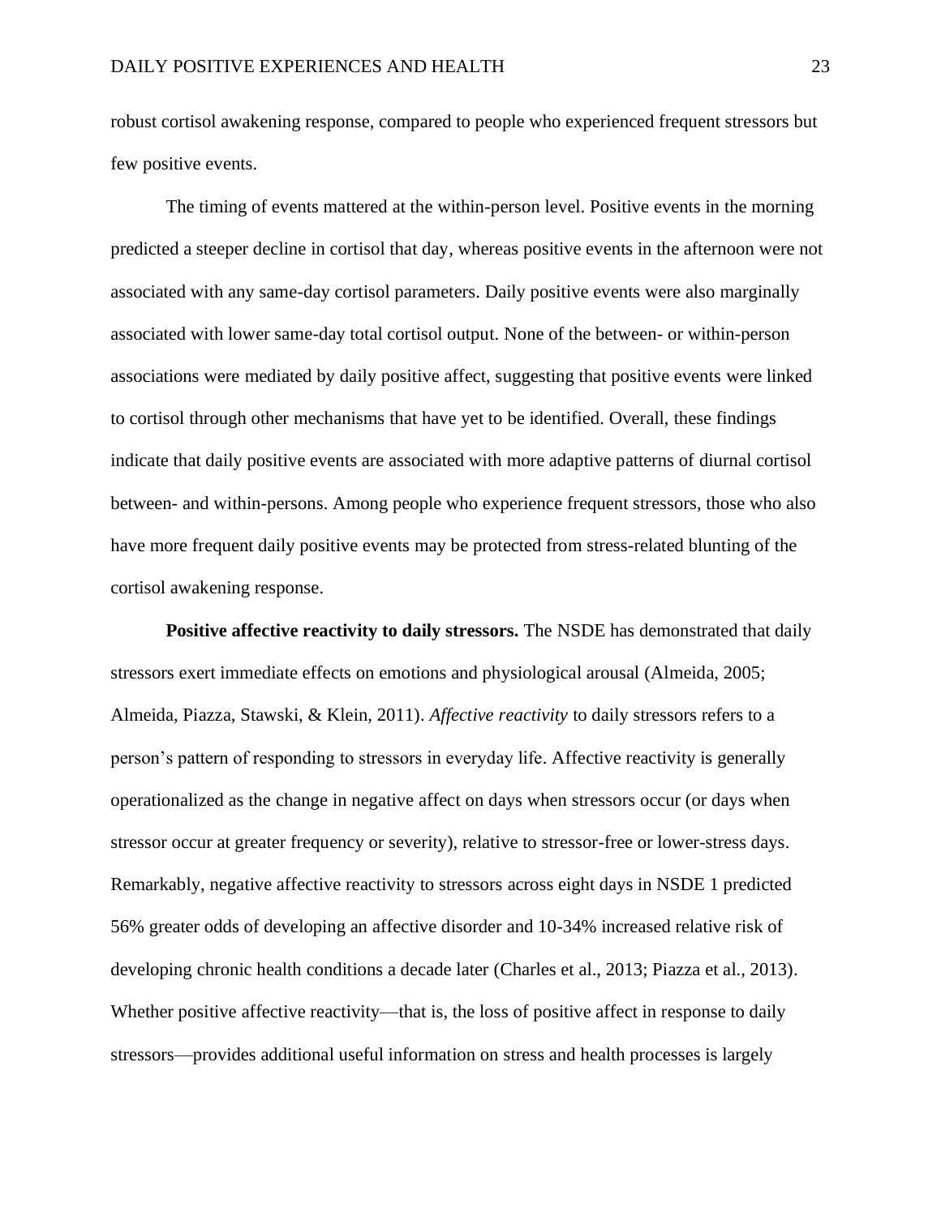robust cortisol awakening response, compared to people who experienced frequent stressors but few positive events.

The timing of events mattered at the within-person level. Positive events in the morning predicted a steeper decline in cortisol that day, whereas positive events in the afternoon were not associated with any same-day cortisol parameters. Daily positive events were also marginally associated with lower same-day total cortisol output. None of the between- or within-person associations were mediated by daily positive affect, suggesting that positive events were linked to cortisol through other mechanisms that have yet to be identified. Overall, these findings indicate that daily positive events are associated with more adaptive patterns of diurnal cortisol between- and within-persons. Among people who experience frequent stressors, those who also have more frequent daily positive events may be protected from stress-related blunting of the cortisol awakening response.

**Positive affective reactivity to daily stressors.** The NSDE has demonstrated that daily stressors exert immediate effects on emotions and physiological arousal (Almeida, 2005; Almeida, Piazza, Stawski, & Klein, 2011). *Affective reactivity* to daily stressors refers to a person's pattern of responding to stressors in everyday life. Affective reactivity is generally operationalized as the change in negative affect on days when stressors occur (or days when stressor occur at greater frequency or severity), relative to stressor-free or lower-stress days. Remarkably, negative affective reactivity to stressors across eight days in NSDE 1 predicted 56% greater odds of developing an affective disorder and 10-34% increased relative risk of developing chronic health conditions a decade later (Charles et al., 2013; Piazza et al., 2013). Whether positive affective reactivity—that is, the loss of positive affect in response to daily stressors—provides additional useful information on stress and health processes is largely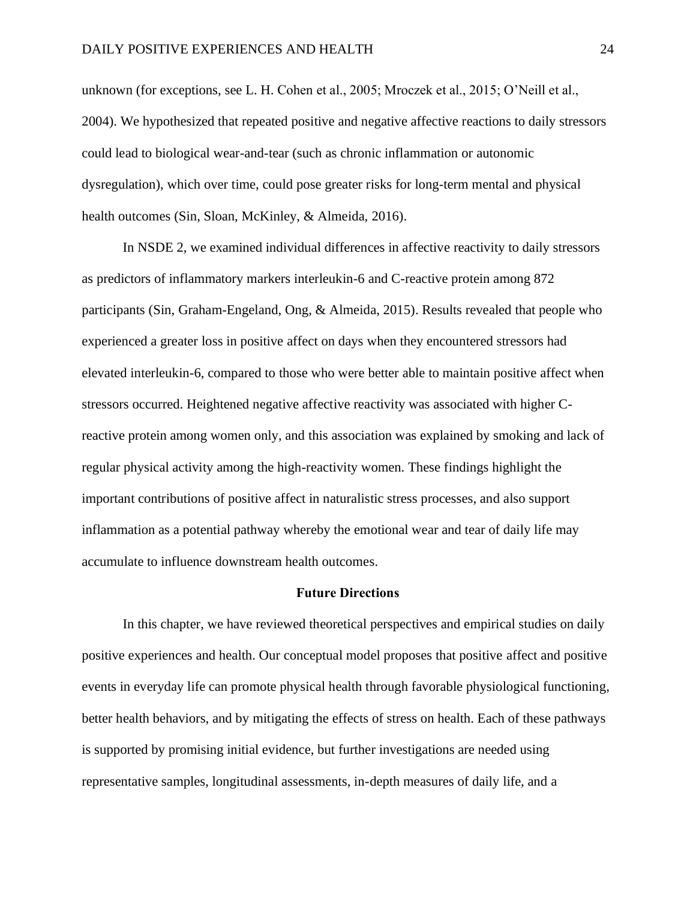unknown (for exceptions, see L. H. Cohen et al., 2005; Mroczek et al., 2015; O'Neill et al., 2004). We hypothesized that repeated positive and negative affective reactions to daily stressors could lead to biological wear-and-tear (such as chronic inflammation or autonomic dysregulation), which over time, could pose greater risks for long-term mental and physical health outcomes (Sin, Sloan, McKinley, & Almeida, 2016).

In NSDE 2, we examined individual differences in affective reactivity to daily stressors as predictors of inflammatory markers interleukin-6 and C-reactive protein among 872 participants (Sin, Graham-Engeland, Ong, & Almeida, 2015). Results revealed that people who experienced a greater loss in positive affect on days when they encountered stressors had elevated interleukin-6, compared to those who were better able to maintain positive affect when stressors occurred. Heightened negative affective reactivity was associated with higher C-reactive protein among women only, and this association was explained by smoking and lack of regular physical activity among the high-reactivity women. These findings highlight the important contributions of positive affect in naturalistic stress processes, and also support inflammation as a potential pathway whereby the emotional wear and tear of daily life may accumulate to influence downstream health outcomes.

## Future Directions

In this chapter, we have reviewed theoretical perspectives and empirical studies on daily positive experiences and health. Our conceptual model proposes that positive affect and positive events in everyday life can promote physical health through favorable physiological functioning, better health behaviors, and by mitigating the effects of stress on health. Each of these pathways is supported by promising initial evidence, but further investigations are needed using representative samples, longitudinal assessments, in-depth measures of daily life, and a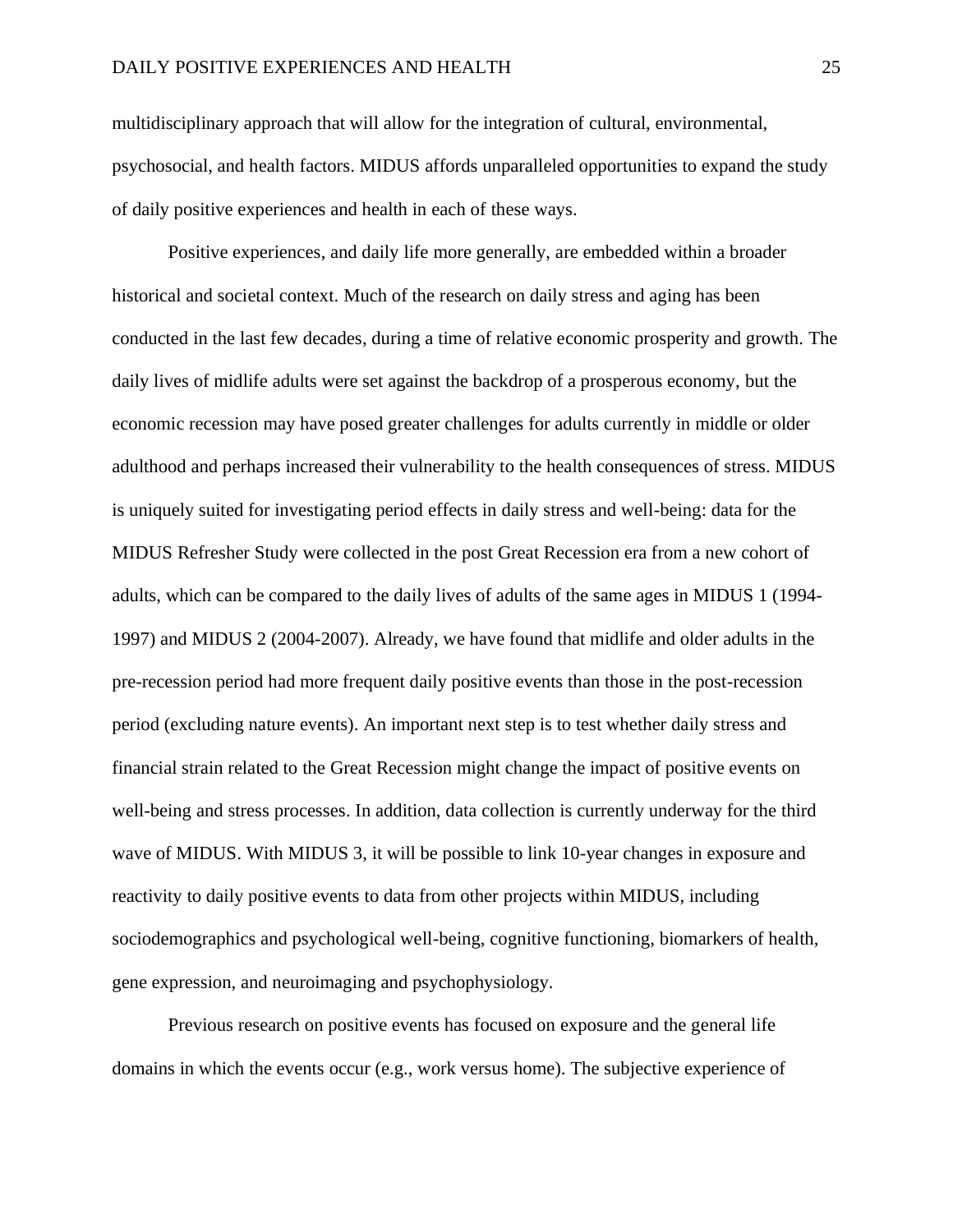multidisciplinary approach that will allow for the integration of cultural, environmental, psychosocial, and health factors. MIDUS affords unparalleled opportunities to expand the study of daily positive experiences and health in each of these ways.

Positive experiences, and daily life more generally, are embedded within a broader historical and societal context. Much of the research on daily stress and aging has been conducted in the last few decades, during a time of relative economic prosperity and growth. The daily lives of midlife adults were set against the backdrop of a prosperous economy, but the economic recession may have posed greater challenges for adults currently in middle or older adulthood and perhaps increased their vulnerability to the health consequences of stress. MIDUS is uniquely suited for investigating period effects in daily stress and well-being: data for the MIDUS Refresher Study were collected in the post Great Recession era from a new cohort of adults, which can be compared to the daily lives of adults of the same ages in MIDUS 1 (1994-1997) and MIDUS 2 (2004-2007). Already, we have found that midlife and older adults in the pre-recession period had more frequent daily positive events than those in the post-recession period (excluding nature events). An important next step is to test whether daily stress and financial strain related to the Great Recession might change the impact of positive events on well-being and stress processes. In addition, data collection is currently underway for the third wave of MIDUS. With MIDUS 3, it will be possible to link 10-year changes in exposure and reactivity to daily positive events to data from other projects within MIDUS, including sociodemographics and psychological well-being, cognitive functioning, biomarkers of health, gene expression, and neuroimaging and psychophysiology.

Previous research on positive events has focused on exposure and the general life domains in which the events occur (e.g., work versus home). The subjective experience of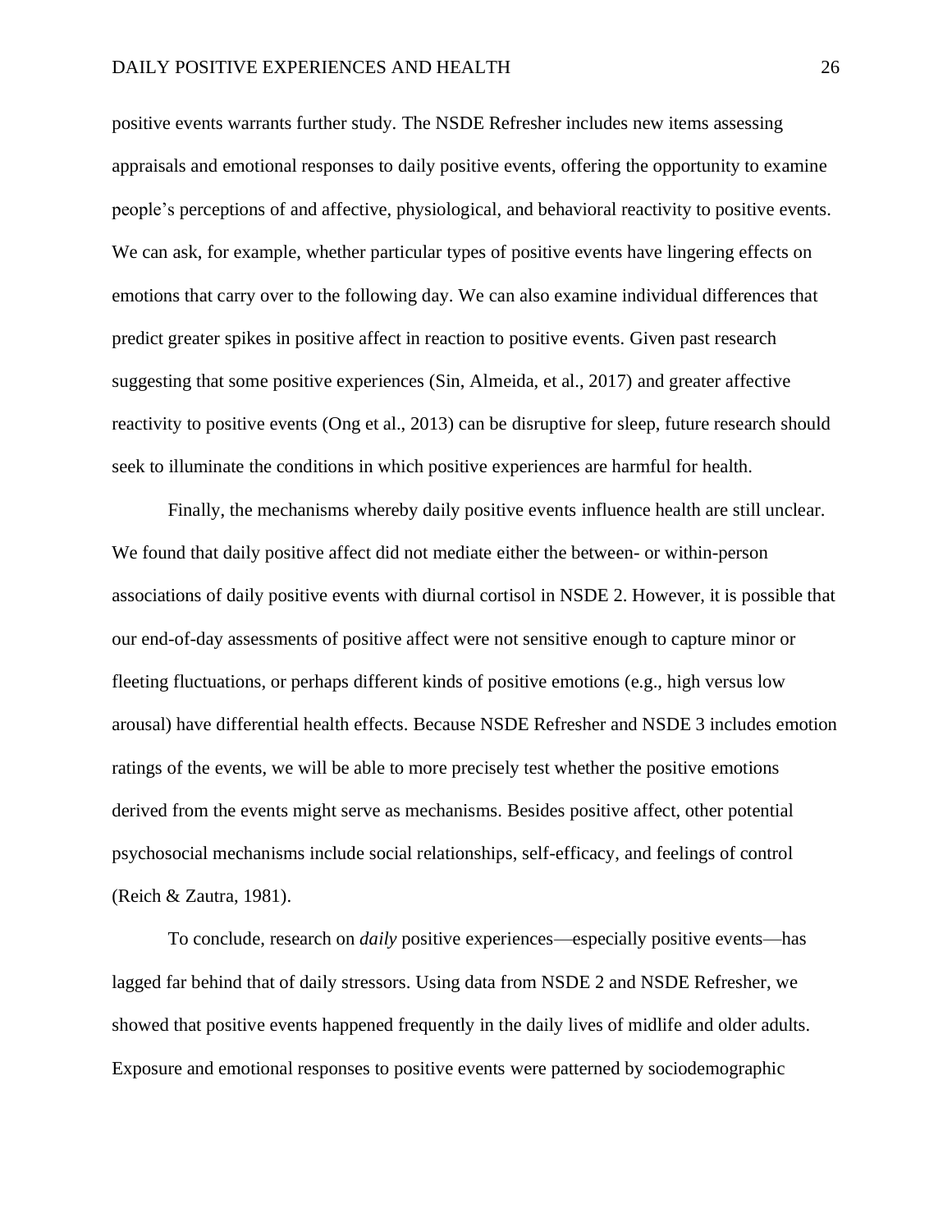positive events warrants further study. The NSDE Refresher includes new items assessing appraisals and emotional responses to daily positive events, offering the opportunity to examine people's perceptions of and affective, physiological, and behavioral reactivity to positive events. We can ask, for example, whether particular types of positive events have lingering effects on emotions that carry over to the following day. We can also examine individual differences that predict greater spikes in positive affect in reaction to positive events. Given past research suggesting that some positive experiences (Sin, Almeida, et al., 2017) and greater affective reactivity to positive events (Ong et al., 2013) can be disruptive for sleep, future research should seek to illuminate the conditions in which positive experiences are harmful for health.

Finally, the mechanisms whereby daily positive events influence health are still unclear. We found that daily positive affect did not mediate either the between- or within-person associations of daily positive events with diurnal cortisol in NSDE 2. However, it is possible that our end-of-day assessments of positive affect were not sensitive enough to capture minor or fleeting fluctuations, or perhaps different kinds of positive emotions (e.g., high versus low arousal) have differential health effects. Because NSDE Refresher and NSDE 3 includes emotion ratings of the events, we will be able to more precisely test whether the positive emotions derived from the events might serve as mechanisms. Besides positive affect, other potential psychosocial mechanisms include social relationships, self-efficacy, and feelings of control (Reich & Zautra, 1981).

To conclude, research on *daily* positive experiences—especially positive events—has lagged far behind that of daily stressors. Using data from NSDE 2 and NSDE Refresher, we showed that positive events happened frequently in the daily lives of midlife and older adults. Exposure and emotional responses to positive events were patterned by sociodemographic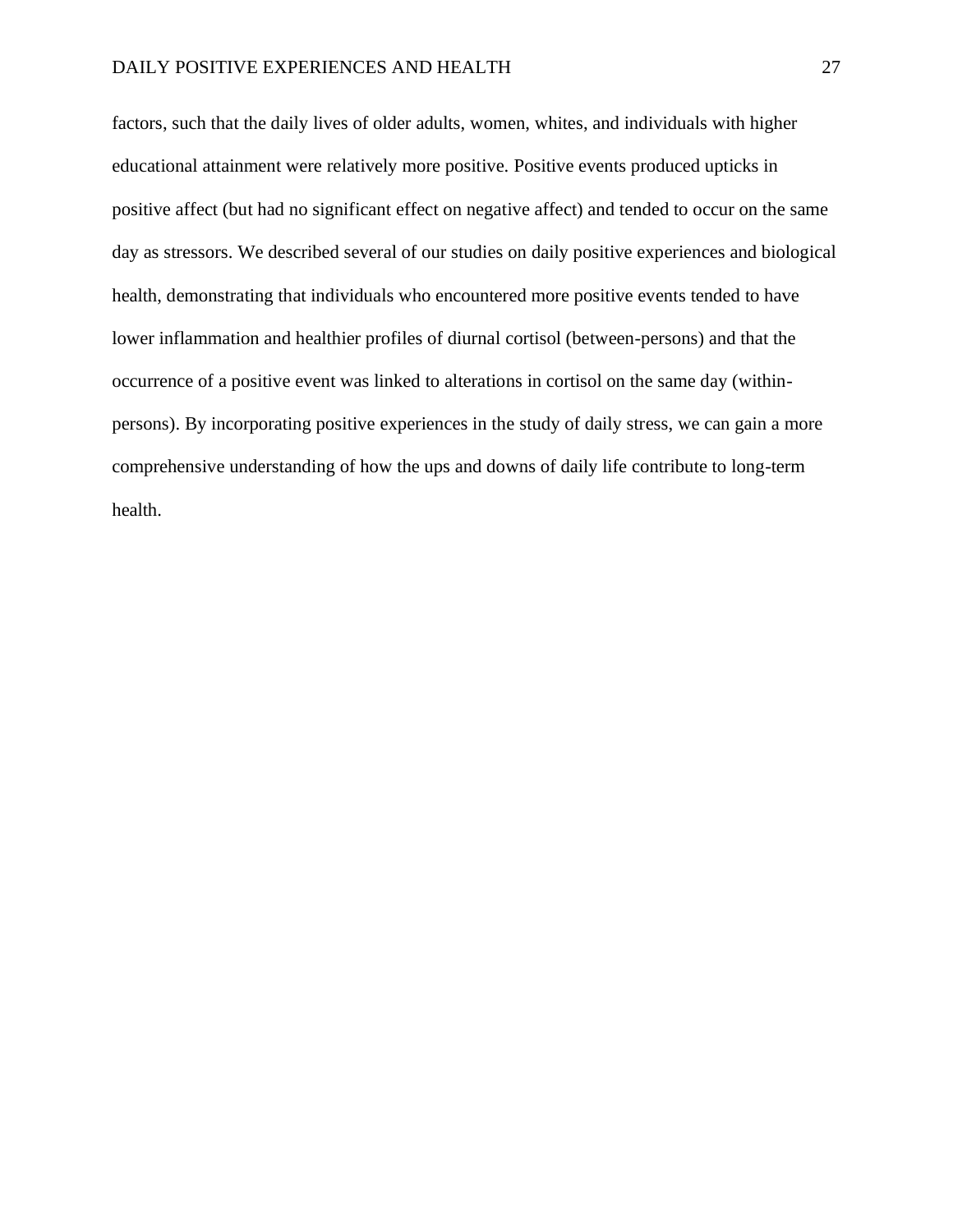factors, such that the daily lives of older adults, women, whites, and individuals with higher educational attainment were relatively more positive. Positive events produced upticks in positive affect (but had no significant effect on negative affect) and tended to occur on the same day as stressors. We described several of our studies on daily positive experiences and biological health, demonstrating that individuals who encountered more positive events tended to have lower inflammation and healthier profiles of diurnal cortisol (between-persons) and that the occurrence of a positive event was linked to alterations in cortisol on the same day (within-persons). By incorporating positive experiences in the study of daily stress, we can gain a more comprehensive understanding of how the ups and downs of daily life contribute to long-term health.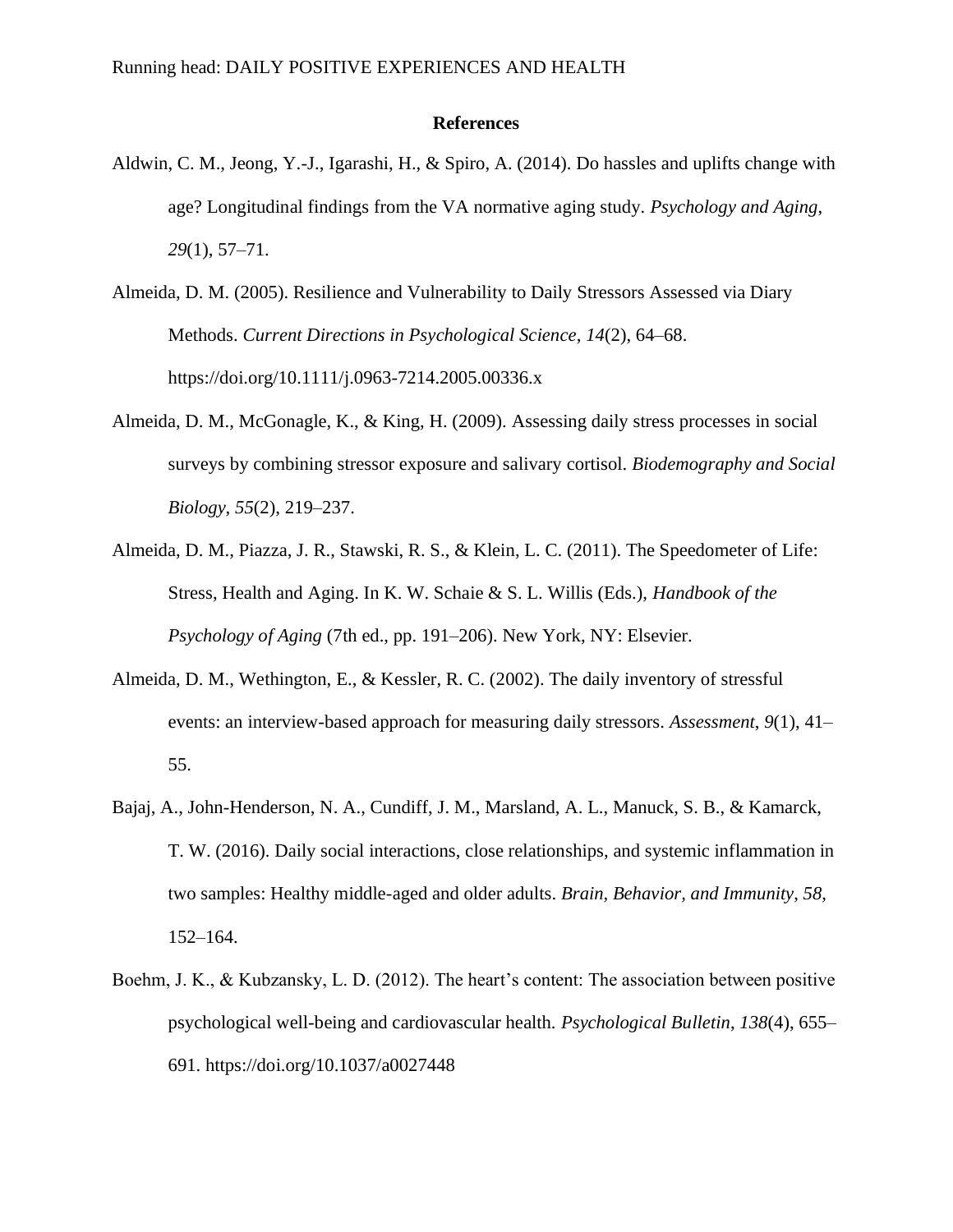# References

Aldwin, C. M., Jeong, Y.-J., Igarashi, H., & Spiro, A. (2014). Do hassles and uplifts change with age? Longitudinal findings from the VA normative aging study. *Psychology and Aging*, *29*(1), 57–71.

Almeida, D. M. (2005). Resilience and Vulnerability to Daily Stressors Assessed via Diary Methods. *Current Directions in Psychological Science*, *14*(2), 64–68. https://doi.org/10.1111/j.0963-7214.2005.00336.x

Almeida, D. M., McGonagle, K., & King, H. (2009). Assessing daily stress processes in social surveys by combining stressor exposure and salivary cortisol. *Biodemography and Social Biology*, *55*(2), 219–237.

Almeida, D. M., Piazza, J. R., Stawski, R. S., & Klein, L. C. (2011). The Speedometer of Life: Stress, Health and Aging. In K. W. Schaie & S. L. Willis (Eds.), *Handbook of the Psychology of Aging* (7th ed., pp. 191–206). New York, NY: Elsevier.

Almeida, D. M., Wethington, E., & Kessler, R. C. (2002). The daily inventory of stressful events: an interview-based approach for measuring daily stressors. *Assessment*, *9*(1), 41–55.

Bajaj, A., John-Henderson, N. A., Cundiff, J. M., Marsland, A. L., Manuck, S. B., & Kamarck, T. W. (2016). Daily social interactions, close relationships, and systemic inflammation in two samples: Healthy middle-aged and older adults. *Brain, Behavior, and Immunity*, *58*, 152–164.

Boehm, J. K., & Kubzansky, L. D. (2012). The heart's content: The association between positive psychological well-being and cardiovascular health. *Psychological Bulletin*, *138*(4), 655–691. https://doi.org/10.1037/a0027448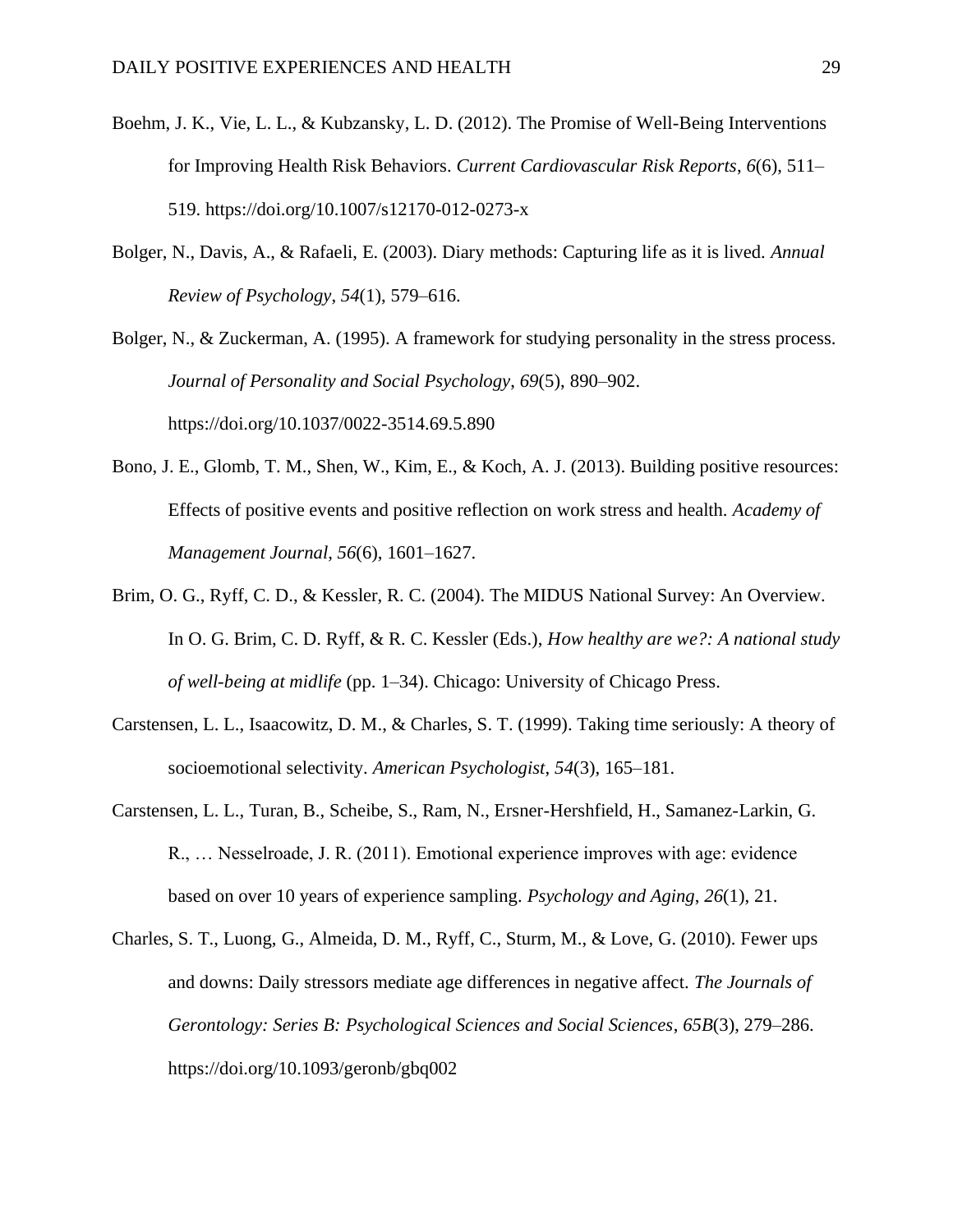Boehm, J. K., Vie, L. L., & Kubzansky, L. D. (2012). The Promise of Well-Being Interventions for Improving Health Risk Behaviors. *Current Cardiovascular Risk Reports*, *6*(6), 511–519. https://doi.org/10.1007/s12170-012-0273-x

Bolger, N., Davis, A., & Rafaeli, E. (2003). Diary methods: Capturing life as it is lived. *Annual Review of Psychology*, *54*(1), 579–616.

Bolger, N., & Zuckerman, A. (1995). A framework for studying personality in the stress process. *Journal of Personality and Social Psychology*, *69*(5), 890–902. https://doi.org/10.1037/0022-3514.69.5.890

Bono, J. E., Glomb, T. M., Shen, W., Kim, E., & Koch, A. J. (2013). Building positive resources: Effects of positive events and positive reflection on work stress and health. *Academy of Management Journal*, *56*(6), 1601–1627.

Brim, O. G., Ryff, C. D., & Kessler, R. C. (2004). The MIDUS National Survey: An Overview. In O. G. Brim, C. D. Ryff, & R. C. Kessler (Eds.), *How healthy are we?: A national study of well-being at midlife* (pp. 1–34). Chicago: University of Chicago Press.

Carstensen, L. L., Isaacowitz, D. M., & Charles, S. T. (1999). Taking time seriously: A theory of socioemotional selectivity. *American Psychologist*, *54*(3), 165–181.

Carstensen, L. L., Turan, B., Scheibe, S., Ram, N., Ersner-Hershfield, H., Samanez-Larkin, G. R., … Nesselroade, J. R. (2011). Emotional experience improves with age: evidence based on over 10 years of experience sampling. *Psychology and Aging*, *26*(1), 21.

Charles, S. T., Luong, G., Almeida, D. M., Ryff, C., Sturm, M., & Love, G. (2010). Fewer ups and downs: Daily stressors mediate age differences in negative affect. *The Journals of Gerontology: Series B: Psychological Sciences and Social Sciences*, *65B*(3), 279–286. https://doi.org/10.1093/geronb/gbq002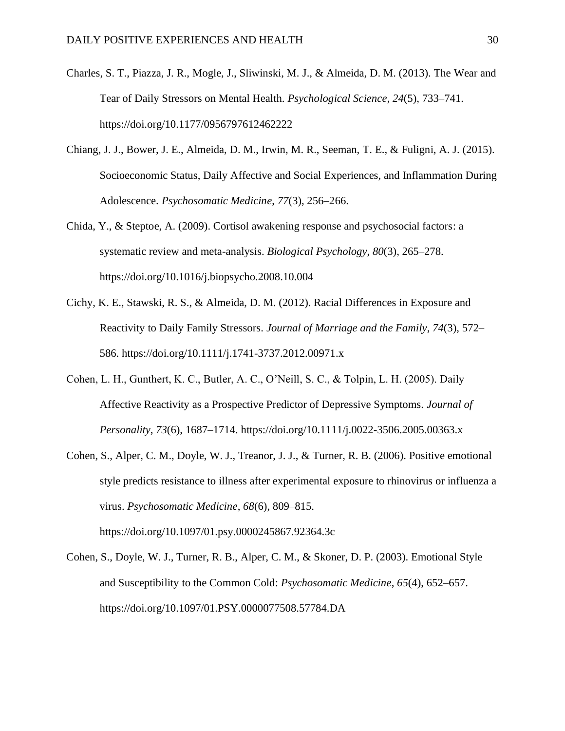Charles, S. T., Piazza, J. R., Mogle, J., Sliwinski, M. J., & Almeida, D. M. (2013). The Wear and Tear of Daily Stressors on Mental Health. *Psychological Science*, *24*(5), 733–741. https://doi.org/10.1177/0956797612462222

Chiang, J. J., Bower, J. E., Almeida, D. M., Irwin, M. R., Seeman, T. E., & Fuligni, A. J. (2015). Socioeconomic Status, Daily Affective and Social Experiences, and Inflammation During Adolescence. *Psychosomatic Medicine*, *77*(3), 256–266.

Chida, Y., & Steptoe, A. (2009). Cortisol awakening response and psychosocial factors: a systematic review and meta-analysis. *Biological Psychology*, *80*(3), 265–278. https://doi.org/10.1016/j.biopsycho.2008.10.004

Cichy, K. E., Stawski, R. S., & Almeida, D. M. (2012). Racial Differences in Exposure and Reactivity to Daily Family Stressors. *Journal of Marriage and the Family*, *74*(3), 572–586. https://doi.org/10.1111/j.1741-3737.2012.00971.x

Cohen, L. H., Gunthert, K. C., Butler, A. C., O'Neill, S. C., & Tolpin, L. H. (2005). Daily Affective Reactivity as a Prospective Predictor of Depressive Symptoms. *Journal of Personality*, *73*(6), 1687–1714. https://doi.org/10.1111/j.0022-3506.2005.00363.x

Cohen, S., Alper, C. M., Doyle, W. J., Treanor, J. J., & Turner, R. B. (2006). Positive emotional style predicts resistance to illness after experimental exposure to rhinovirus or influenza a virus. *Psychosomatic Medicine*, *68*(6), 809–815. https://doi.org/10.1097/01.psy.0000245867.92364.3c

Cohen, S., Doyle, W. J., Turner, R. B., Alper, C. M., & Skoner, D. P. (2003). Emotional Style and Susceptibility to the Common Cold: *Psychosomatic Medicine*, *65*(4), 652–657. https://doi.org/10.1097/01.PSY.0000077508.57784.DA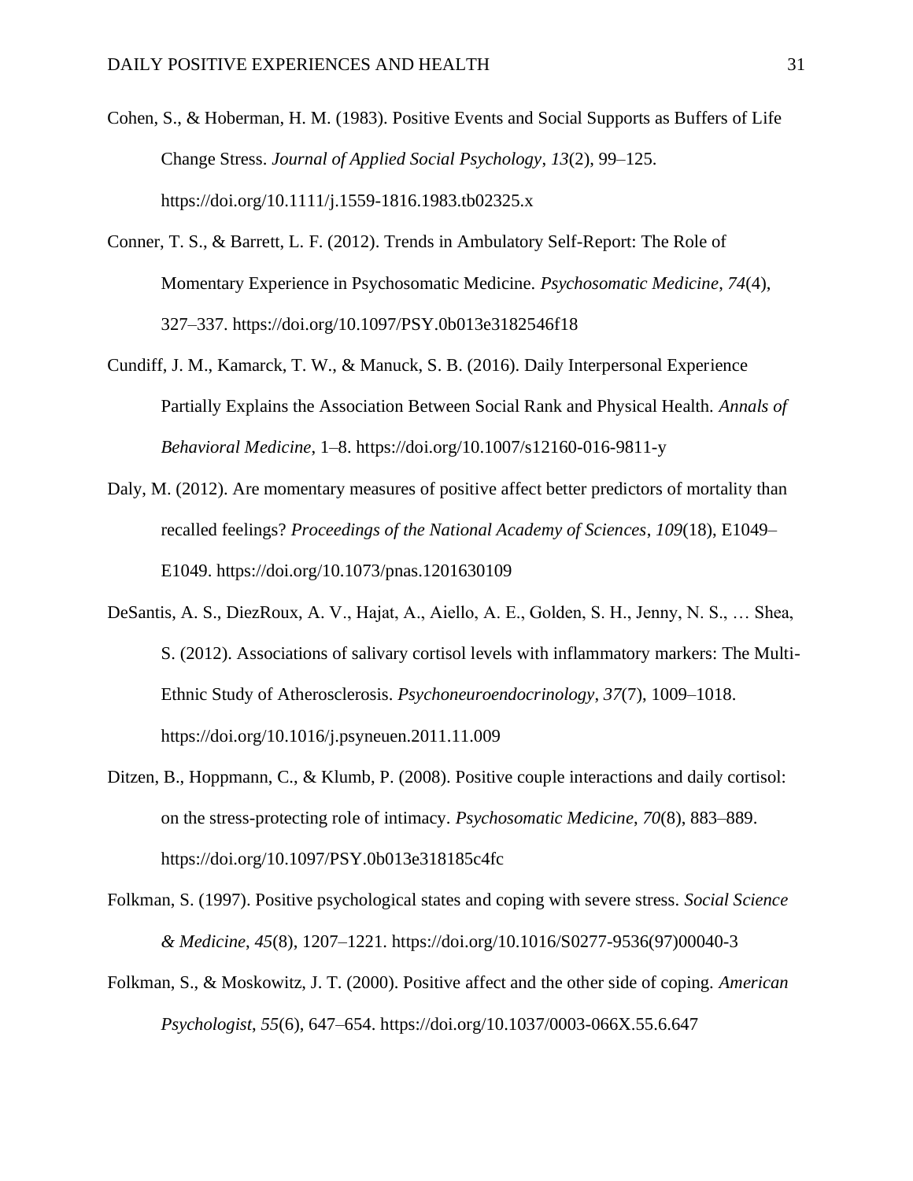Cohen, S., & Hoberman, H. M. (1983). Positive Events and Social Supports as Buffers of Life Change Stress. *Journal of Applied Social Psychology*, *13*(2), 99–125. https://doi.org/10.1111/j.1559-1816.1983.tb02325.x

Conner, T. S., & Barrett, L. F. (2012). Trends in Ambulatory Self-Report: The Role of Momentary Experience in Psychosomatic Medicine. *Psychosomatic Medicine*, *74*(4), 327–337. https://doi.org/10.1097/PSY.0b013e3182546f18

Cundiff, J. M., Kamarck, T. W., & Manuck, S. B. (2016). Daily Interpersonal Experience Partially Explains the Association Between Social Rank and Physical Health. *Annals of Behavioral Medicine*, 1–8. https://doi.org/10.1007/s12160-016-9811-y

Daly, M. (2012). Are momentary measures of positive affect better predictors of mortality than recalled feelings? *Proceedings of the National Academy of Sciences*, *109*(18), E1049–E1049. https://doi.org/10.1073/pnas.1201630109

DeSantis, A. S., DiezRoux, A. V., Hajat, A., Aiello, A. E., Golden, S. H., Jenny, N. S., … Shea, S. (2012). Associations of salivary cortisol levels with inflammatory markers: The Multi-Ethnic Study of Atherosclerosis. *Psychoneuroendocrinology*, *37*(7), 1009–1018. https://doi.org/10.1016/j.psyneuen.2011.11.009

Ditzen, B., Hoppmann, C., & Klumb, P. (2008). Positive couple interactions and daily cortisol: on the stress-protecting role of intimacy. *Psychosomatic Medicine*, *70*(8), 883–889. https://doi.org/10.1097/PSY.0b013e318185c4fc

Folkman, S. (1997). Positive psychological states and coping with severe stress. *Social Science & Medicine*, *45*(8), 1207–1221. https://doi.org/10.1016/S0277-9536(97)00040-3

Folkman, S., & Moskowitz, J. T. (2000). Positive affect and the other side of coping. *American Psychologist*, *55*(6), 647–654. https://doi.org/10.1037/0003-066X.55.6.647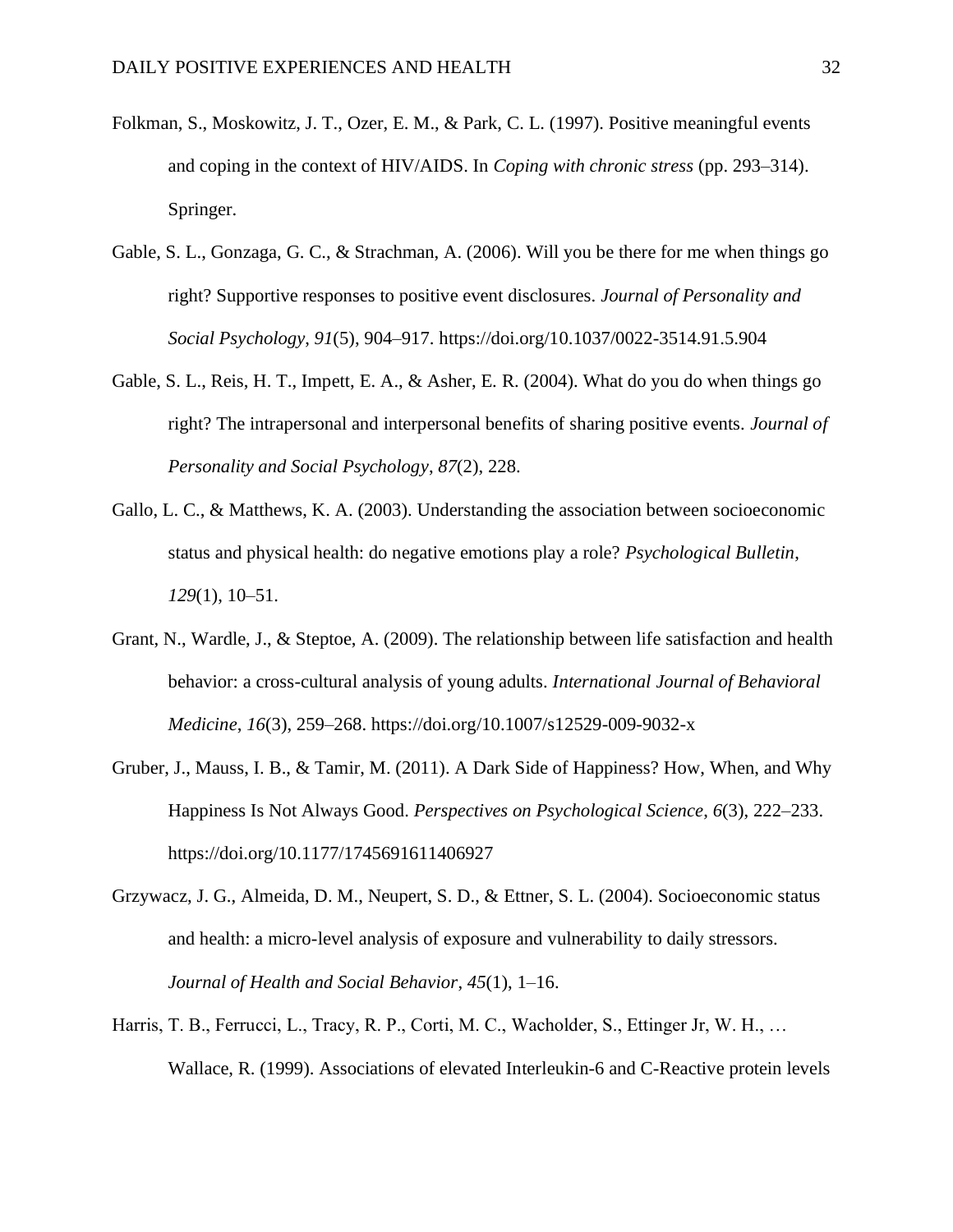Folkman, S., Moskowitz, J. T., Ozer, E. M., & Park, C. L. (1997). Positive meaningful events and coping in the context of HIV/AIDS. In *Coping with chronic stress* (pp. 293–314). Springer.

Gable, S. L., Gonzaga, G. C., & Strachman, A. (2006). Will you be there for me when things go right? Supportive responses to positive event disclosures. *Journal of Personality and Social Psychology*, *91*(5), 904–917. https://doi.org/10.1037/0022-3514.91.5.904

Gable, S. L., Reis, H. T., Impett, E. A., & Asher, E. R. (2004). What do you do when things go right? The intrapersonal and interpersonal benefits of sharing positive events. *Journal of Personality and Social Psychology*, *87*(2), 228.

Gallo, L. C., & Matthews, K. A. (2003). Understanding the association between socioeconomic status and physical health: do negative emotions play a role? *Psychological Bulletin*, *129*(1), 10–51.

Grant, N., Wardle, J., & Steptoe, A. (2009). The relationship between life satisfaction and health behavior: a cross-cultural analysis of young adults. *International Journal of Behavioral Medicine*, *16*(3), 259–268. https://doi.org/10.1007/s12529-009-9032-x

Gruber, J., Mauss, I. B., & Tamir, M. (2011). A Dark Side of Happiness? How, When, and Why Happiness Is Not Always Good. *Perspectives on Psychological Science*, *6*(3), 222–233. https://doi.org/10.1177/1745691611406927

Grzywacz, J. G., Almeida, D. M., Neupert, S. D., & Ettner, S. L. (2004). Socioeconomic status and health: a micro-level analysis of exposure and vulnerability to daily stressors. *Journal of Health and Social Behavior*, *45*(1), 1–16.

Harris, T. B., Ferrucci, L., Tracy, R. P., Corti, M. C., Wacholder, S., Ettinger Jr, W. H., … Wallace, R. (1999). Associations of elevated Interleukin-6 and C-Reactive protein levels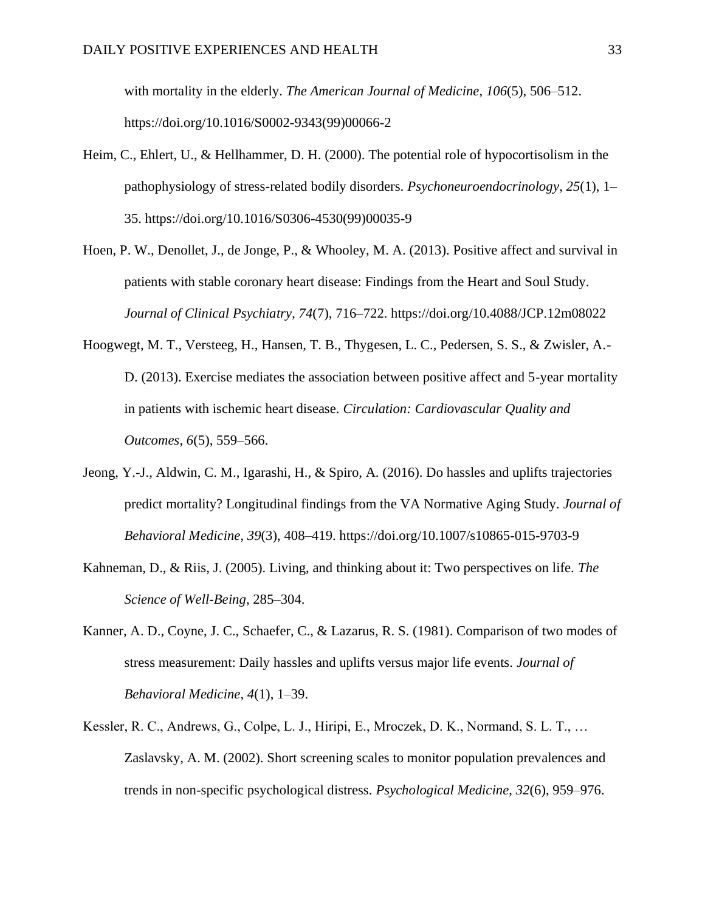with mortality in the elderly. *The American Journal of Medicine*, *106*(5), 506–512. https://doi.org/10.1016/S0002-9343(99)00066-2

Heim, C., Ehlert, U., & Hellhammer, D. H. (2000). The potential role of hypocortisolism in the pathophysiology of stress-related bodily disorders. *Psychoneuroendocrinology*, *25*(1), 1–35. https://doi.org/10.1016/S0306-4530(99)00035-9

Hoen, P. W., Denollet, J., de Jonge, P., & Whooley, M. A. (2013). Positive affect and survival in patients with stable coronary heart disease: Findings from the Heart and Soul Study. *Journal of Clinical Psychiatry*, *74*(7), 716–722. https://doi.org/10.4088/JCP.12m08022

Hoogwegt, M. T., Versteeg, H., Hansen, T. B., Thygesen, L. C., Pedersen, S. S., & Zwisler, A.-D. (2013). Exercise mediates the association between positive affect and 5-year mortality in patients with ischemic heart disease. *Circulation: Cardiovascular Quality and Outcomes*, *6*(5), 559–566.

Jeong, Y.-J., Aldwin, C. M., Igarashi, H., & Spiro, A. (2016). Do hassles and uplifts trajectories predict mortality? Longitudinal findings from the VA Normative Aging Study. *Journal of Behavioral Medicine*, *39*(3), 408–419. https://doi.org/10.1007/s10865-015-9703-9

Kahneman, D., & Riis, J. (2005). Living, and thinking about it: Two perspectives on life. *The Science of Well-Being*, 285–304.

Kanner, A. D., Coyne, J. C., Schaefer, C., & Lazarus, R. S. (1981). Comparison of two modes of stress measurement: Daily hassles and uplifts versus major life events. *Journal of Behavioral Medicine*, *4*(1), 1–39.

Kessler, R. C., Andrews, G., Colpe, L. J., Hiripi, E., Mroczek, D. K., Normand, S. L. T., … Zaslavsky, A. M. (2002). Short screening scales to monitor population prevalences and trends in non-specific psychological distress. *Psychological Medicine*, *32*(6), 959–976.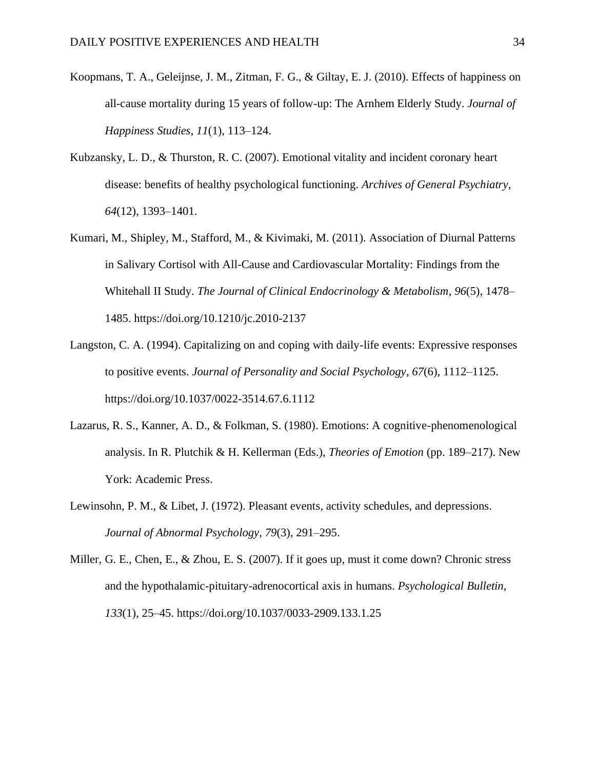Koopmans, T. A., Geleijnse, J. M., Zitman, F. G., & Giltay, E. J. (2010). Effects of happiness on all-cause mortality during 15 years of follow-up: The Arnhem Elderly Study. *Journal of Happiness Studies*, *11*(1), 113–124.

Kubzansky, L. D., & Thurston, R. C. (2007). Emotional vitality and incident coronary heart disease: benefits of healthy psychological functioning. *Archives of General Psychiatry*, *64*(12), 1393–1401.

Kumari, M., Shipley, M., Stafford, M., & Kivimaki, M. (2011). Association of Diurnal Patterns in Salivary Cortisol with All-Cause and Cardiovascular Mortality: Findings from the Whitehall II Study. *The Journal of Clinical Endocrinology & Metabolism*, *96*(5), 1478–1485. https://doi.org/10.1210/jc.2010-2137

Langston, C. A. (1994). Capitalizing on and coping with daily-life events: Expressive responses to positive events. *Journal of Personality and Social Psychology*, *67*(6), 1112–1125. https://doi.org/10.1037/0022-3514.67.6.1112

Lazarus, R. S., Kanner, A. D., & Folkman, S. (1980). Emotions: A cognitive-phenomenological analysis. In R. Plutchik & H. Kellerman (Eds.), *Theories of Emotion* (pp. 189–217). New York: Academic Press.

Lewinsohn, P. M., & Libet, J. (1972). Pleasant events, activity schedules, and depressions. *Journal of Abnormal Psychology*, *79*(3), 291–295.

Miller, G. E., Chen, E., & Zhou, E. S. (2007). If it goes up, must it come down? Chronic stress and the hypothalamic-pituitary-adrenocortical axis in humans. *Psychological Bulletin*, *133*(1), 25–45. https://doi.org/10.1037/0033-2909.133.1.25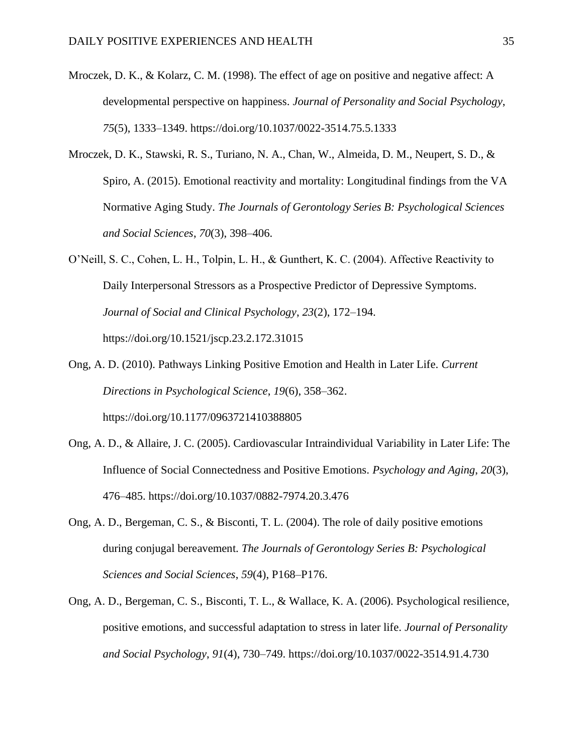Mroczek, D. K., & Kolarz, C. M. (1998). The effect of age on positive and negative affect: A developmental perspective on happiness. *Journal of Personality and Social Psychology*, *75*(5), 1333–1349. https://doi.org/10.1037/0022-3514.75.5.1333

Mroczek, D. K., Stawski, R. S., Turiano, N. A., Chan, W., Almeida, D. M., Neupert, S. D., & Spiro, A. (2015). Emotional reactivity and mortality: Longitudinal findings from the VA Normative Aging Study. *The Journals of Gerontology Series B: Psychological Sciences and Social Sciences*, *70*(3), 398–406.

O'Neill, S. C., Cohen, L. H., Tolpin, L. H., & Gunthert, K. C. (2004). Affective Reactivity to Daily Interpersonal Stressors as a Prospective Predictor of Depressive Symptoms. *Journal of Social and Clinical Psychology*, *23*(2), 172–194. https://doi.org/10.1521/jscp.23.2.172.31015

Ong, A. D. (2010). Pathways Linking Positive Emotion and Health in Later Life. *Current Directions in Psychological Science*, *19*(6), 358–362. https://doi.org/10.1177/0963721410388805

Ong, A. D., & Allaire, J. C. (2005). Cardiovascular Intraindividual Variability in Later Life: The Influence of Social Connectedness and Positive Emotions. *Psychology and Aging*, *20*(3), 476–485. https://doi.org/10.1037/0882-7974.20.3.476

Ong, A. D., Bergeman, C. S., & Bisconti, T. L. (2004). The role of daily positive emotions during conjugal bereavement. *The Journals of Gerontology Series B: Psychological Sciences and Social Sciences*, *59*(4), P168–P176.

Ong, A. D., Bergeman, C. S., Bisconti, T. L., & Wallace, K. A. (2006). Psychological resilience, positive emotions, and successful adaptation to stress in later life. *Journal of Personality and Social Psychology*, *91*(4), 730–749. https://doi.org/10.1037/0022-3514.91.4.730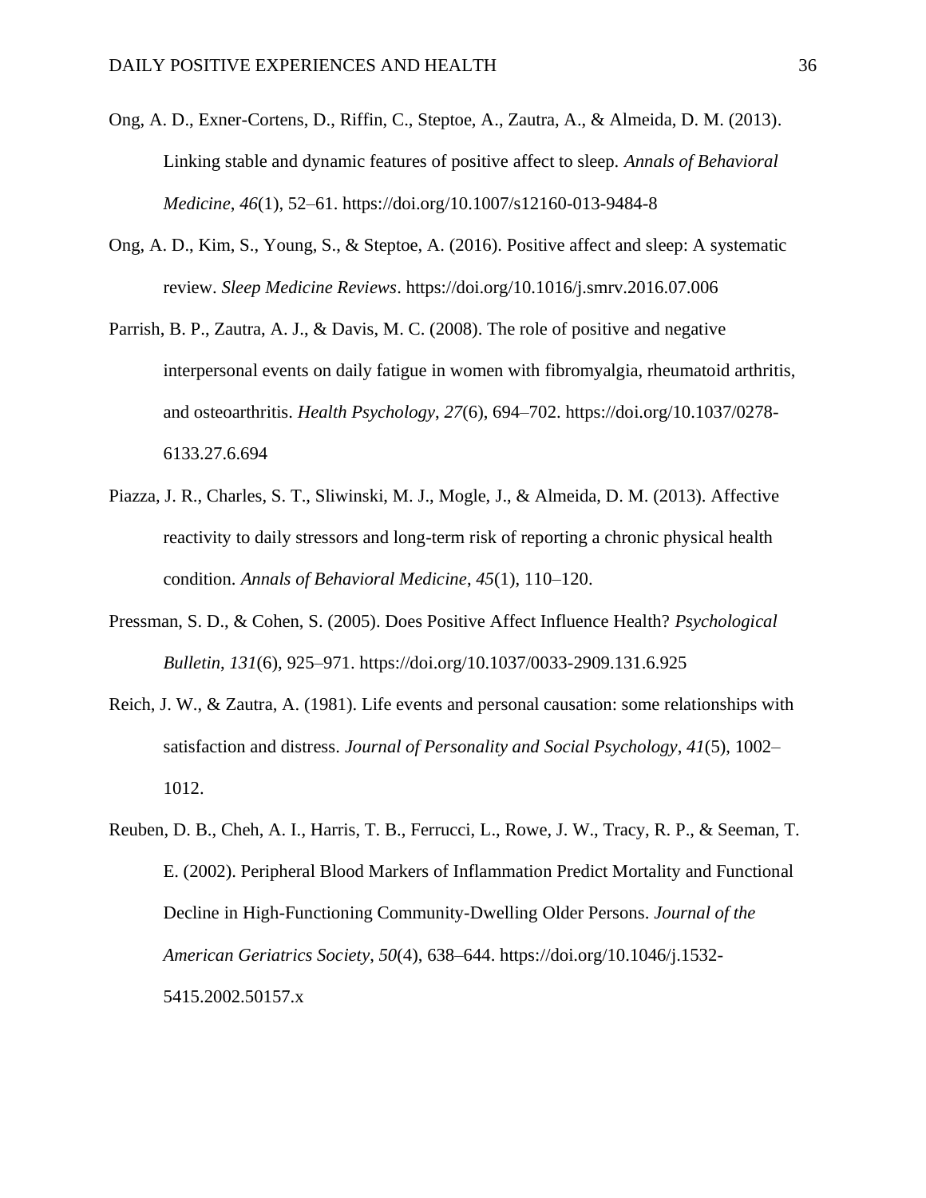Ong, A. D., Exner-Cortens, D., Riffin, C., Steptoe, A., Zautra, A., & Almeida, D. M. (2013). Linking stable and dynamic features of positive affect to sleep. *Annals of Behavioral Medicine*, *46*(1), 52–61. https://doi.org/10.1007/s12160-013-9484-8

Ong, A. D., Kim, S., Young, S., & Steptoe, A. (2016). Positive affect and sleep: A systematic review. *Sleep Medicine Reviews*. https://doi.org/10.1016/j.smrv.2016.07.006

Parrish, B. P., Zautra, A. J., & Davis, M. C. (2008). The role of positive and negative interpersonal events on daily fatigue in women with fibromyalgia, rheumatoid arthritis, and osteoarthritis. *Health Psychology*, *27*(6), 694–702. https://doi.org/10.1037/0278-6133.27.6.694

Piazza, J. R., Charles, S. T., Sliwinski, M. J., Mogle, J., & Almeida, D. M. (2013). Affective reactivity to daily stressors and long-term risk of reporting a chronic physical health condition. *Annals of Behavioral Medicine*, *45*(1), 110–120.

Pressman, S. D., & Cohen, S. (2005). Does Positive Affect Influence Health? *Psychological Bulletin*, *131*(6), 925–971. https://doi.org/10.1037/0033-2909.131.6.925

Reich, J. W., & Zautra, A. (1981). Life events and personal causation: some relationships with satisfaction and distress. *Journal of Personality and Social Psychology*, *41*(5), 1002–1012.

Reuben, D. B., Cheh, A. I., Harris, T. B., Ferrucci, L., Rowe, J. W., Tracy, R. P., & Seeman, T. E. (2002). Peripheral Blood Markers of Inflammation Predict Mortality and Functional Decline in High-Functioning Community-Dwelling Older Persons. *Journal of the American Geriatrics Society*, *50*(4), 638–644. https://doi.org/10.1046/j.1532-5415.2002.50157.x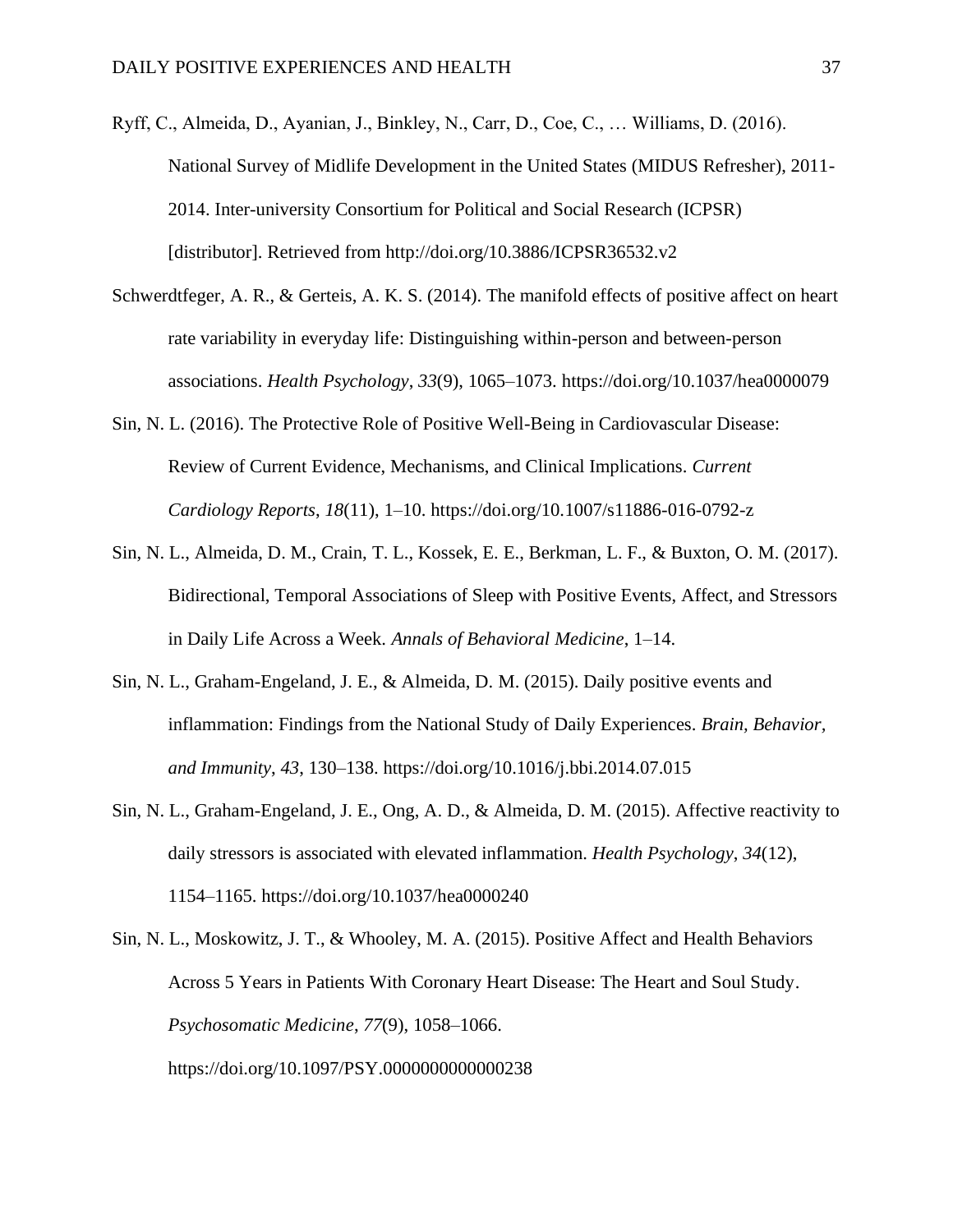Ryff, C., Almeida, D., Ayanian, J., Binkley, N., Carr, D., Coe, C., … Williams, D. (2016). National Survey of Midlife Development in the United States (MIDUS Refresher), 2011-2014. Inter-university Consortium for Political and Social Research (ICPSR) [distributor]. Retrieved from http://doi.org/10.3886/ICPSR36532.v2

Schwerdtfeger, A. R., & Gerteis, A. K. S. (2014). The manifold effects of positive affect on heart rate variability in everyday life: Distinguishing within-person and between-person associations. *Health Psychology*, *33*(9), 1065–1073. https://doi.org/10.1037/hea0000079

Sin, N. L. (2016). The Protective Role of Positive Well-Being in Cardiovascular Disease: Review of Current Evidence, Mechanisms, and Clinical Implications. *Current Cardiology Reports*, *18*(11), 1–10. https://doi.org/10.1007/s11886-016-0792-z

Sin, N. L., Almeida, D. M., Crain, T. L., Kossek, E. E., Berkman, L. F., & Buxton, O. M. (2017). Bidirectional, Temporal Associations of Sleep with Positive Events, Affect, and Stressors in Daily Life Across a Week. *Annals of Behavioral Medicine*, 1–14.

Sin, N. L., Graham-Engeland, J. E., & Almeida, D. M. (2015). Daily positive events and inflammation: Findings from the National Study of Daily Experiences. *Brain, Behavior, and Immunity*, *43*, 130–138. https://doi.org/10.1016/j.bbi.2014.07.015

Sin, N. L., Graham-Engeland, J. E., Ong, A. D., & Almeida, D. M. (2015). Affective reactivity to daily stressors is associated with elevated inflammation. *Health Psychology*, *34*(12), 1154–1165. https://doi.org/10.1037/hea0000240

Sin, N. L., Moskowitz, J. T., & Whooley, M. A. (2015). Positive Affect and Health Behaviors Across 5 Years in Patients With Coronary Heart Disease: The Heart and Soul Study. *Psychosomatic Medicine*, *77*(9), 1058–1066. https://doi.org/10.1097/PSY.0000000000000238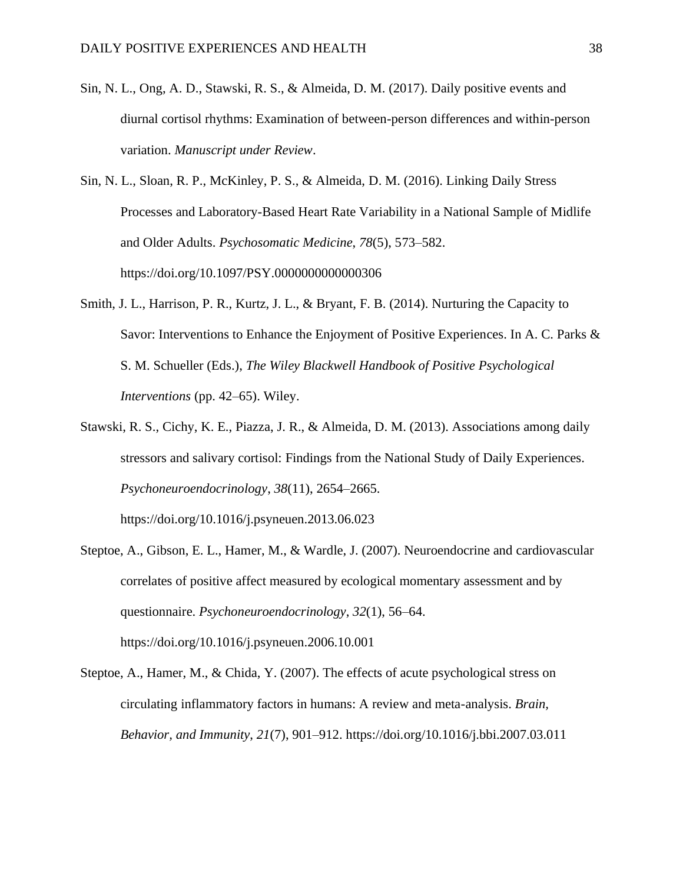Sin, N. L., Ong, A. D., Stawski, R. S., & Almeida, D. M. (2017). Daily positive events and diurnal cortisol rhythms: Examination of between-person differences and within-person variation. *Manuscript under Review*.

Sin, N. L., Sloan, R. P., McKinley, P. S., & Almeida, D. M. (2016). Linking Daily Stress Processes and Laboratory-Based Heart Rate Variability in a National Sample of Midlife and Older Adults. *Psychosomatic Medicine*, *78*(5), 573–582. https://doi.org/10.1097/PSY.0000000000000306

Smith, J. L., Harrison, P. R., Kurtz, J. L., & Bryant, F. B. (2014). Nurturing the Capacity to Savor: Interventions to Enhance the Enjoyment of Positive Experiences. In A. C. Parks & S. M. Schueller (Eds.), *The Wiley Blackwell Handbook of Positive Psychological Interventions* (pp. 42–65). Wiley.

Stawski, R. S., Cichy, K. E., Piazza, J. R., & Almeida, D. M. (2013). Associations among daily stressors and salivary cortisol: Findings from the National Study of Daily Experiences. *Psychoneuroendocrinology*, *38*(11), 2654–2665. https://doi.org/10.1016/j.psyneuen.2013.06.023

Steptoe, A., Gibson, E. L., Hamer, M., & Wardle, J. (2007). Neuroendocrine and cardiovascular correlates of positive affect measured by ecological momentary assessment and by questionnaire. *Psychoneuroendocrinology*, *32*(1), 56–64. https://doi.org/10.1016/j.psyneuen.2006.10.001

Steptoe, A., Hamer, M., & Chida, Y. (2007). The effects of acute psychological stress on circulating inflammatory factors in humans: A review and meta-analysis. *Brain, Behavior, and Immunity*, *21*(7), 901–912. https://doi.org/10.1016/j.bbi.2007.03.011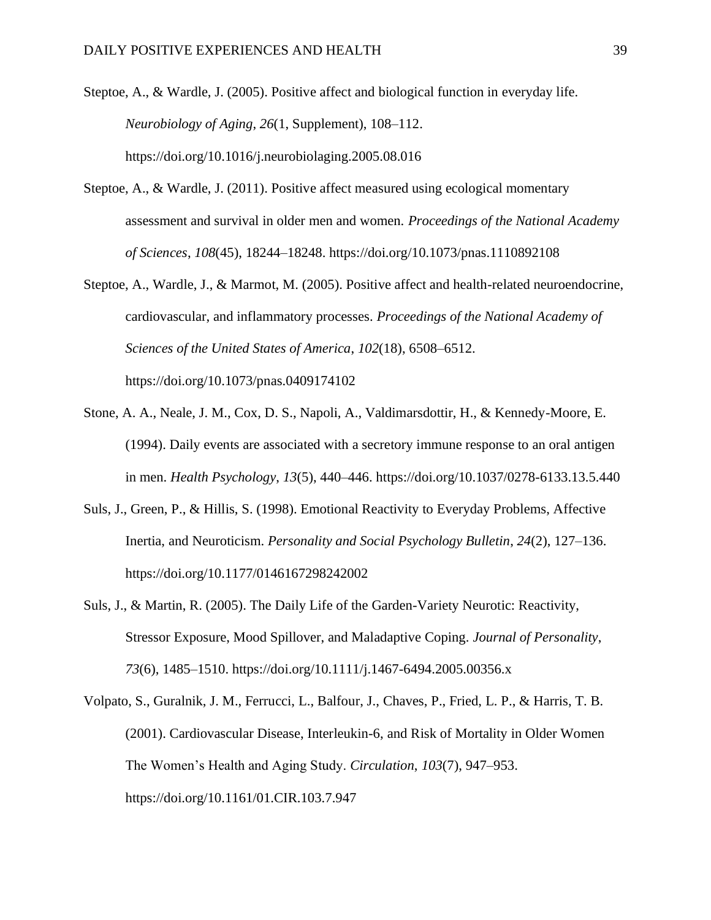Steptoe, A., & Wardle, J. (2005). Positive affect and biological function in everyday life. *Neurobiology of Aging*, *26*(1, Supplement), 108–112. https://doi.org/10.1016/j.neurobiolaging.2005.08.016

Steptoe, A., & Wardle, J. (2011). Positive affect measured using ecological momentary assessment and survival in older men and women. *Proceedings of the National Academy of Sciences*, *108*(45), 18244–18248. https://doi.org/10.1073/pnas.1110892108

Steptoe, A., Wardle, J., & Marmot, M. (2005). Positive affect and health-related neuroendocrine, cardiovascular, and inflammatory processes. *Proceedings of the National Academy of Sciences of the United States of America*, *102*(18), 6508–6512. https://doi.org/10.1073/pnas.0409174102

Stone, A. A., Neale, J. M., Cox, D. S., Napoli, A., Valdimarsdottir, H., & Kennedy-Moore, E. (1994). Daily events are associated with a secretory immune response to an oral antigen in men. *Health Psychology*, *13*(5), 440–446. https://doi.org/10.1037/0278-6133.13.5.440

Suls, J., Green, P., & Hillis, S. (1998). Emotional Reactivity to Everyday Problems, Affective Inertia, and Neuroticism. *Personality and Social Psychology Bulletin*, *24*(2), 127–136. https://doi.org/10.1177/0146167298242002

Suls, J., & Martin, R. (2005). The Daily Life of the Garden-Variety Neurotic: Reactivity, Stressor Exposure, Mood Spillover, and Maladaptive Coping. *Journal of Personality*, *73*(6), 1485–1510. https://doi.org/10.1111/j.1467-6494.2005.00356.x

Volpato, S., Guralnik, J. M., Ferrucci, L., Balfour, J., Chaves, P., Fried, L. P., & Harris, T. B. (2001). Cardiovascular Disease, Interleukin-6, and Risk of Mortality in Older Women The Women's Health and Aging Study. *Circulation*, *103*(7), 947–953. https://doi.org/10.1161/01.CIR.103.7.947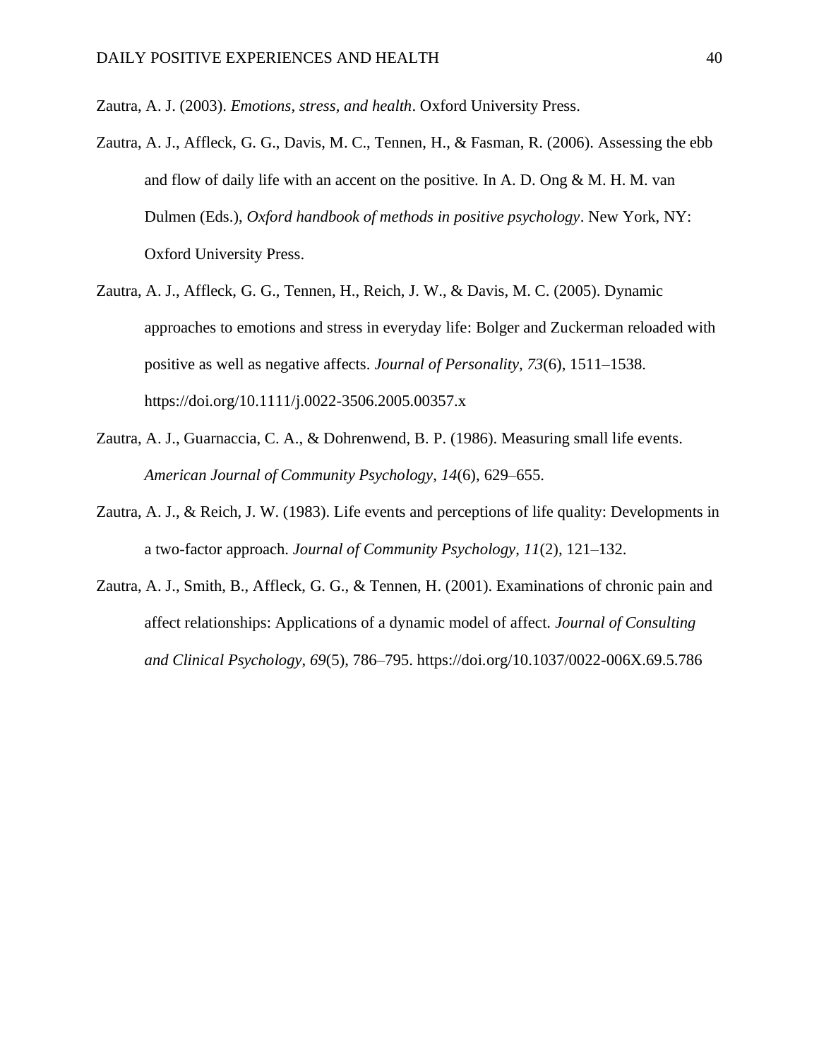Zautra, A. J. (2003). *Emotions, stress, and health*. Oxford University Press.

Zautra, A. J., Affleck, G. G., Davis, M. C., Tennen, H., & Fasman, R. (2006). Assessing the ebb and flow of daily life with an accent on the positive. In A. D. Ong & M. H. M. van Dulmen (Eds.), *Oxford handbook of methods in positive psychology*. New York, NY: Oxford University Press.

Zautra, A. J., Affleck, G. G., Tennen, H., Reich, J. W., & Davis, M. C. (2005). Dynamic approaches to emotions and stress in everyday life: Bolger and Zuckerman reloaded with positive as well as negative affects. *Journal of Personality*, *73*(6), 1511–1538. https://doi.org/10.1111/j.0022-3506.2005.00357.x

Zautra, A. J., Guarnaccia, C. A., & Dohrenwend, B. P. (1986). Measuring small life events. *American Journal of Community Psychology*, *14*(6), 629–655.

Zautra, A. J., & Reich, J. W. (1983). Life events and perceptions of life quality: Developments in a two-factor approach. *Journal of Community Psychology*, *11*(2), 121–132.

Zautra, A. J., Smith, B., Affleck, G. G., & Tennen, H. (2001). Examinations of chronic pain and affect relationships: Applications of a dynamic model of affect. *Journal of Consulting and Clinical Psychology*, *69*(5), 786–795. https://doi.org/10.1037/0022-006X.69.5.786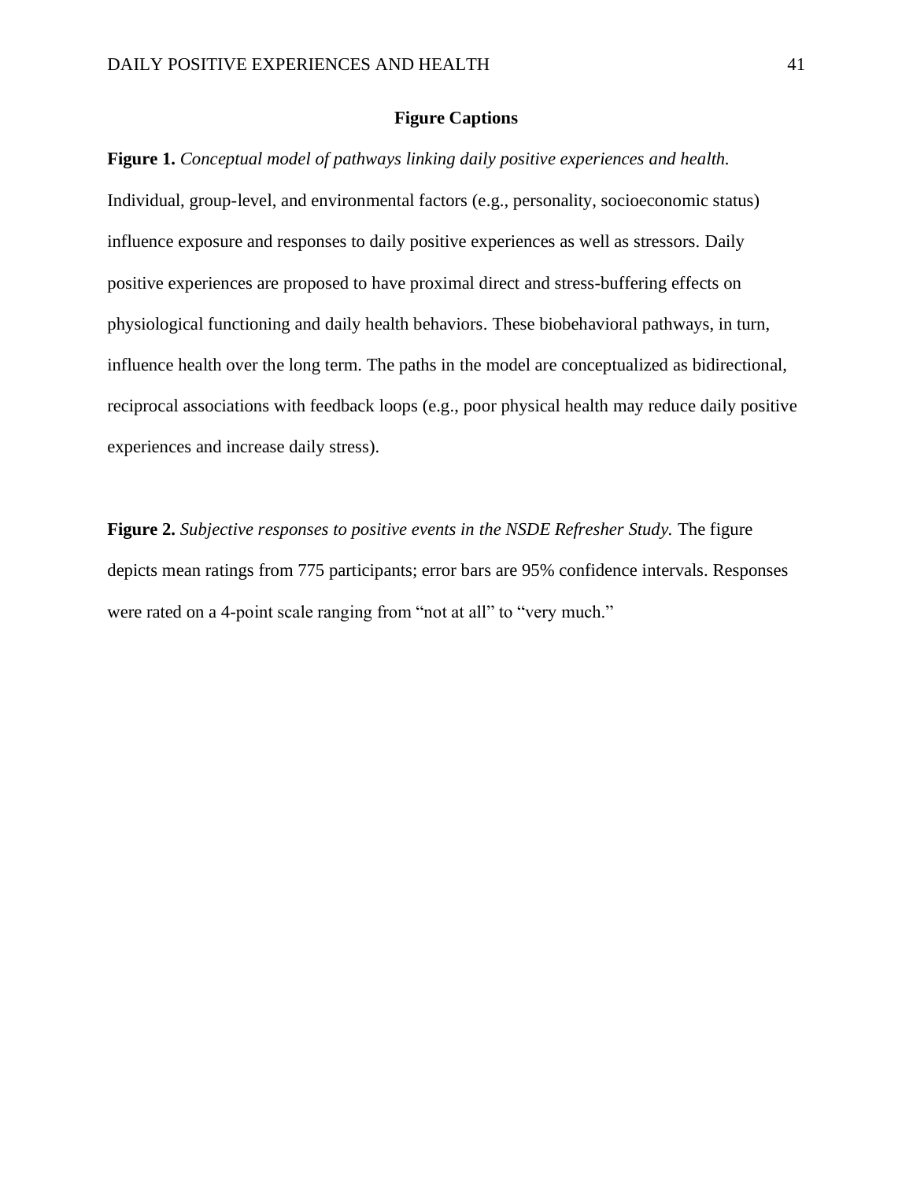## Figure Captions

**Figure 1.** *Conceptual model of pathways linking daily positive experiences and health.* Individual, group-level, and environmental factors (e.g., personality, socioeconomic status) influence exposure and responses to daily positive experiences as well as stressors. Daily positive experiences are proposed to have proximal direct and stress-buffering effects on physiological functioning and daily health behaviors. These biobehavioral pathways, in turn, influence health over the long term. The paths in the model are conceptualized as bidirectional, reciprocal associations with feedback loops (e.g., poor physical health may reduce daily positive experiences and increase daily stress).

**Figure 2.** *Subjective responses to positive events in the NSDE Refresher Study.* The figure depicts mean ratings from 775 participants; error bars are 95% confidence intervals. Responses were rated on a 4-point scale ranging from "not at all" to "very much."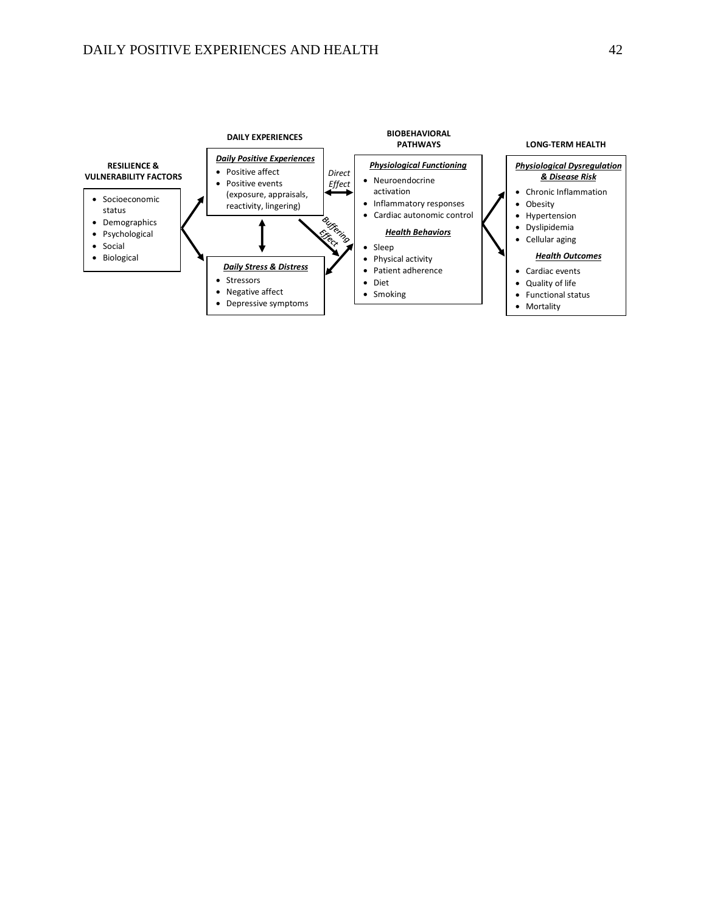**RESILIENCE & VULNERABILITY FACTORS**

- Socioeconomic status
- Demographics
- Psychological
- Social
- Biological

**DAILY EXPERIENCES**

***Daily Positive Experiences***

- Positive affect
- Positive events (exposure, appraisals, reactivity, lingering)

***Daily Stress & Distress***

- Stressors
- Negative affect
- Depressive symptoms

*Direct Effect*

*Buffering Effect*

**BIOBEHAVIORAL PATHWAYS**

***Physiological Functioning***

- Neuroendocrine activation
- Inflammatory responses
- Cardiac autonomic control

***Health Behaviors***

- Sleep
- Physical activity
- Patient adherence
- Diet
- Smoking

**LONG-TERM HEALTH**

***Physiological Dysregulation & Disease Risk***

- Chronic Inflammation
- Obesity
- Hypertension
- Dyslipidemia
- Cellular aging

***Health Outcomes***

- Cardiac events
- Quality of life
- Functional status
- Mortality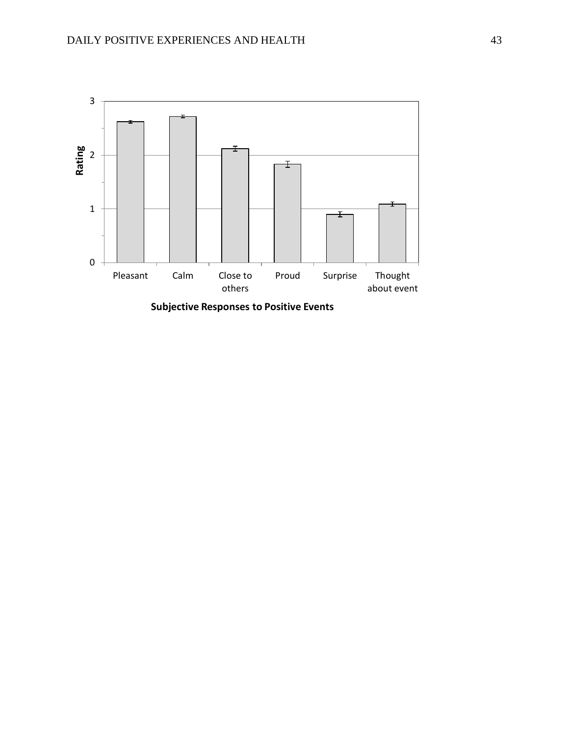Rating

3

2

1

0

Pleasant | Calm | Close to others | Proud | Surprise | Thought about event

**Subjective Responses to Positive Events**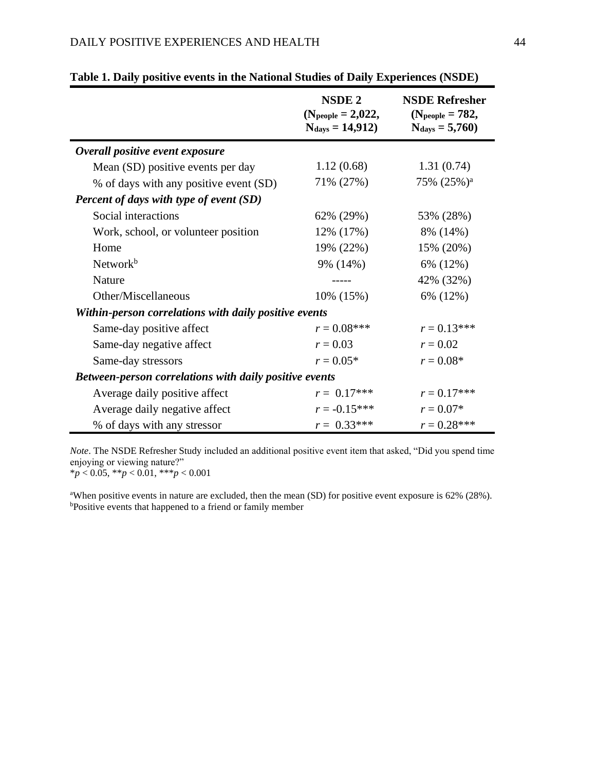**Table 1. Daily positive events in the National Studies of Daily Experiences (NSDE)**

| | NSDE 2 ($N_{people}$ = 2,022, $N_{days}$ = 14,912) | NSDE Refresher ($N_{people}$ = 782, $N_{days}$ = 5,760) |
|---|---|---|
| ***Overall positive event exposure*** | | |
| Mean (SD) positive events per day | 1.12 (0.68) | 1.31 (0.74) |
| % of days with any positive event (SD) | 71% (27%) | 75% (25%)[a] |
| ***Percent of days with type of event (SD)*** | | |
| Social interactions | 62% (29%) | 53% (28%) |
| Work, school, or volunteer position | 12% (17%) | 8% (14%) |
| Home | 19% (22%) | 15% (20%) |
| Network[b] | 9% (14%) | 6% (12%) |
| Nature | ----- | 42% (32%) |
| Other/Miscellaneous | 10% (15%) | 6% (12%) |
| ***Within-person correlations with daily positive events*** | | |
| Same-day positive affect | *r* = 0.08*** | *r* = 0.13*** |
| Same-day negative affect | *r* = 0.03 | *r* = 0.02 |
| Same-day stressors | *r* = 0.05* | *r* = 0.08* |
| ***Between-person correlations with daily positive events*** | | |
| Average daily positive affect | *r* = 0.17*** | *r* = 0.17*** |
| Average daily negative affect | *r* = -0.15*** | *r* = 0.07* |
| % of days with any stressor | *r* = 0.33*** | *r* = 0.28*** |

*Note*. The NSDE Refresher Study included an additional positive event item that asked, "Did you spend time enjoying or viewing nature?"
*$p < 0.05$, **$p < 0.01$, ***$p < 0.001$

[a]When positive events in nature are excluded, then the mean (SD) for positive event exposure is 62% (28%).
[b]Positive events that happened to a friend or family member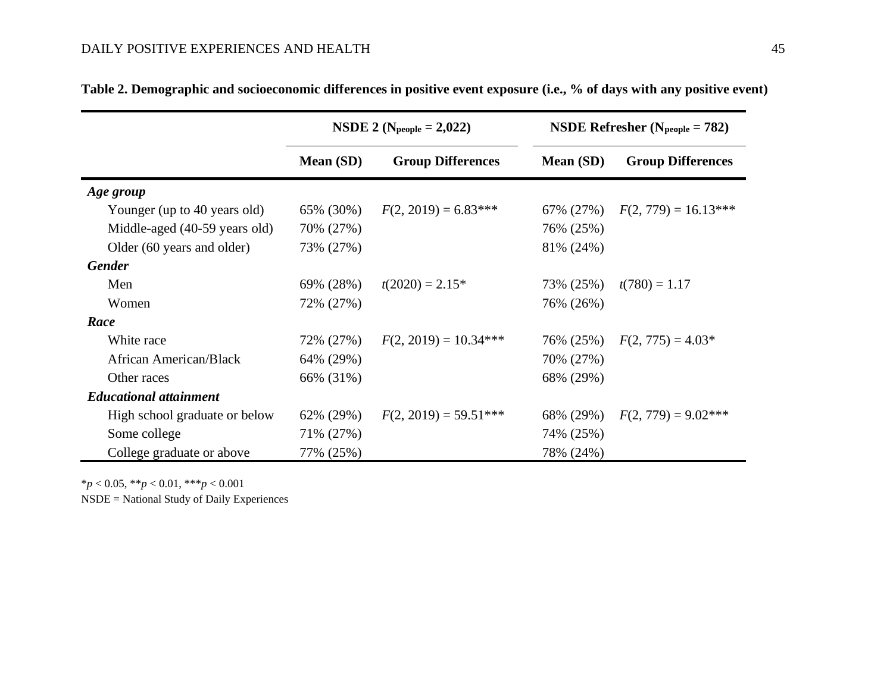**Table 2. Demographic and socioeconomic differences in positive event exposure (i.e., % of days with any positive event)**

| | NSDE 2 ($N_{people}$ = 2,022) | | NSDE Refresher ($N_{people}$ = 782) | |
|---|---|---|---|---|
| | **Mean (SD)** | **Group Differences** | **Mean (SD)** | **Group Differences** |
| ***Age group*** | | | | |
| Younger (up to 40 years old) | 65% (30%) | $F(2, 2019) = 6.83$*** | 67% (27%) | $F(2, 779) = 16.13$*** |
| Middle-aged (40-59 years old) | 70% (27%) | | 76% (25%) | |
| Older (60 years and older) | 73% (27%) | | 81% (24%) | |
| ***Gender*** | | | | |
| Men | 69% (28%) | $t(2020) = 2.15$* | 73% (25%) | $t(780) = 1.17$ |
| Women | 72% (27%) | | 76% (26%) | |
| ***Race*** | | | | |
| White race | 72% (27%) | $F(2, 2019) = 10.34$*** | 76% (25%) | $F(2, 775) = 4.03$* |
| African American/Black | 64% (29%) | | 70% (27%) | |
| Other races | 66% (31%) | | 68% (29%) | |
| ***Educational attainment*** | | | | |
| High school graduate or below | 62% (29%) | $F(2, 2019) = 59.51$*** | 68% (29%) | $F(2, 779) = 9.02$*** |
| Some college | 71% (27%) | | 74% (25%) | |
| College graduate or above | 77% (25%) | | 78% (24%) | |

*$p < 0.05$, **$p < 0.01$, ***$p < 0.001$

NSDE = National Study of Daily Experiences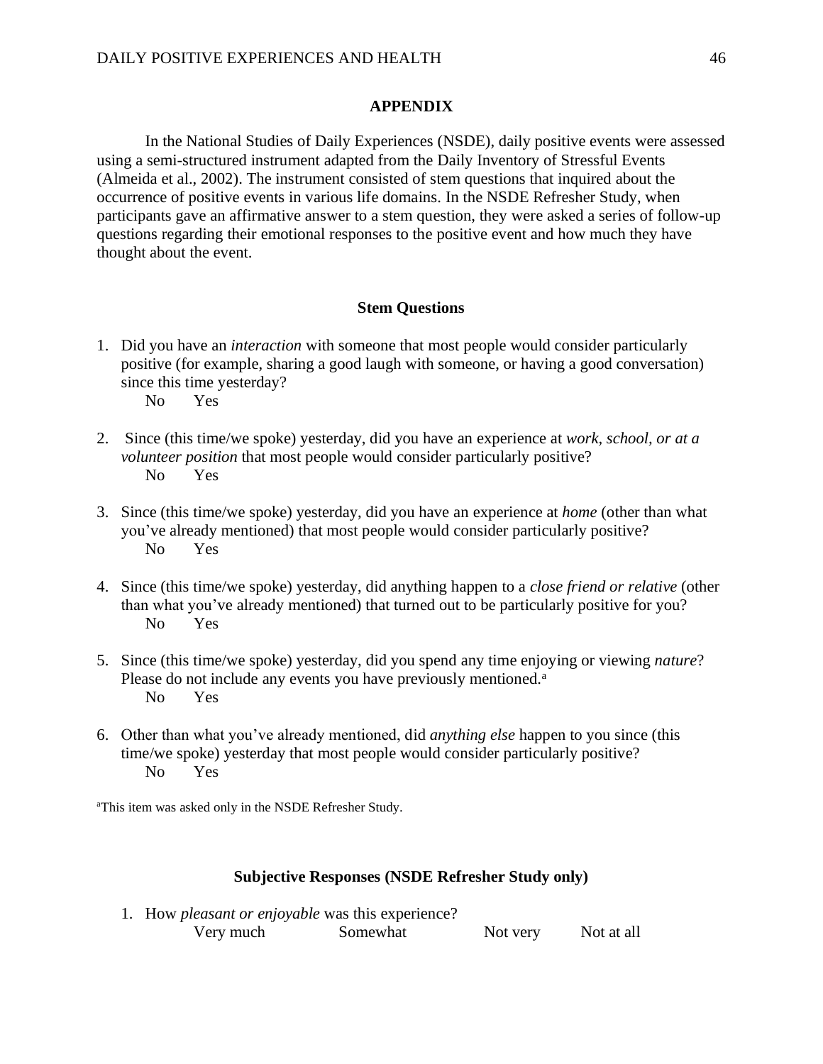## APPENDIX

In the National Studies of Daily Experiences (NSDE), daily positive events were assessed using a semi-structured instrument adapted from the Daily Inventory of Stressful Events (Almeida et al., 2002). The instrument consisted of stem questions that inquired about the occurrence of positive events in various life domains. In the NSDE Refresher Study, when participants gave an affirmative answer to a stem question, they were asked a series of follow-up questions regarding their emotional responses to the positive event and how much they have thought about the event.

### Stem Questions

1. Did you have an *interaction* with someone that most people would consider particularly positive (for example, sharing a good laugh with someone, or having a good conversation) since this time yesterday?

   No Yes

2. Since (this time/we spoke) yesterday, did you have an experience at *work, school, or at a volunteer position* that most people would consider particularly positive?

   No Yes

3. Since (this time/we spoke) yesterday, did you have an experience at *home* (other than what you've already mentioned) that most people would consider particularly positive?

   No Yes

4. Since (this time/we spoke) yesterday, did anything happen to a *close friend or relative* (other than what you've already mentioned) that turned out to be particularly positive for you?

   No Yes

5. Since (this time/we spoke) yesterday, did you spend any time enjoying or viewing *nature*? Please do not include any events you have previously mentioned.[a]

   No Yes

6. Other than what you've already mentioned, did *anything else* happen to you since (this time/we spoke) yesterday that most people would consider particularly positive?

   No Yes

[a]This item was asked only in the NSDE Refresher Study.

### Subjective Responses (NSDE Refresher Study only)

1. How *pleasant or enjoyable* was this experience?

   Very much Somewhat Not very Not at all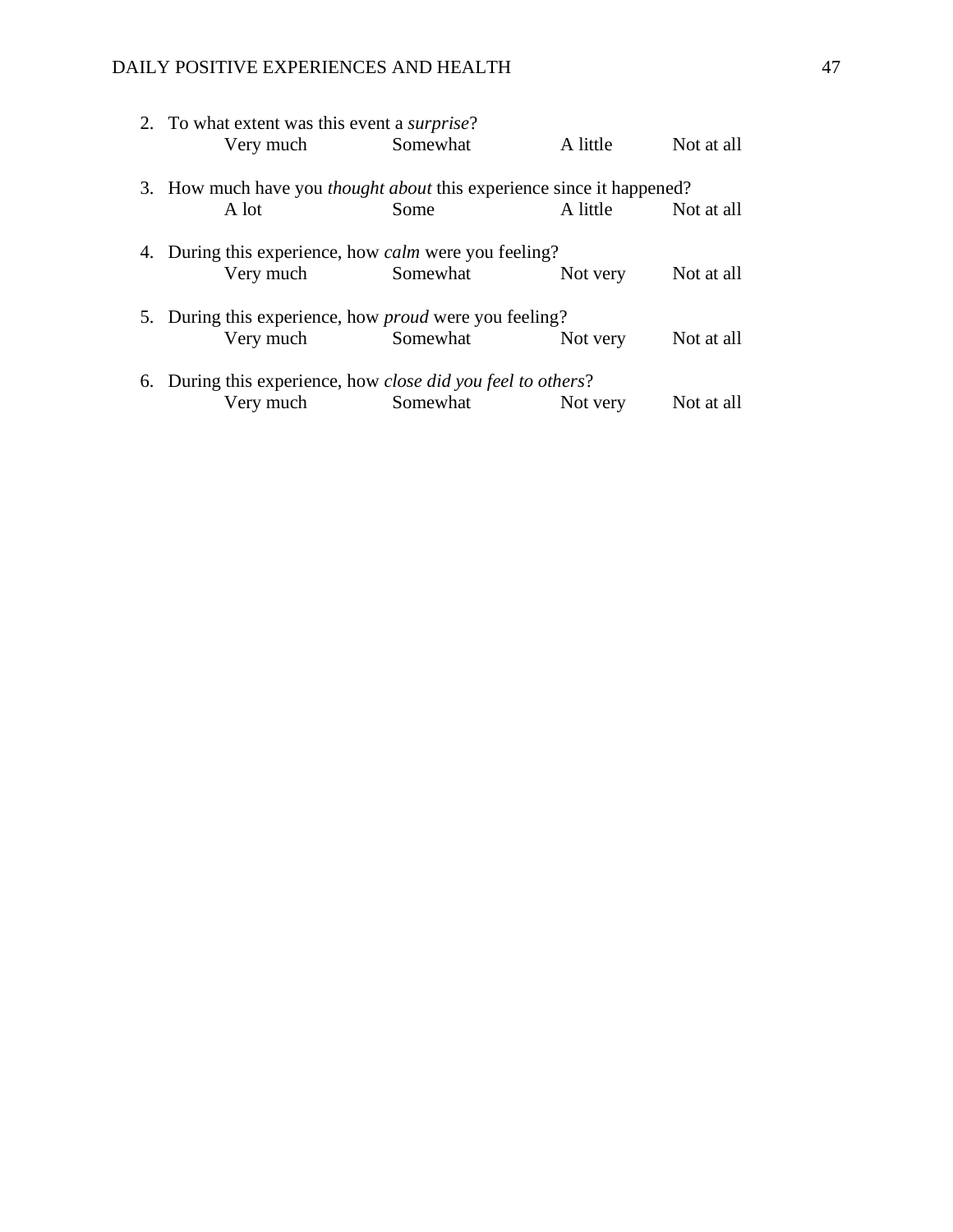2. To what extent was this event a *surprise*?

   Very much  Somewhat  A little  Not at all

3. How much have you *thought about* this experience since it happened?

   A lot  Some  A little  Not at all

4. During this experience, how *calm* were you feeling?

   Very much  Somewhat  Not very  Not at all

5. During this experience, how *proud* were you feeling?

   Very much  Somewhat  Not very  Not at all

6. During this experience, how *close did you feel to others*?

   Very much  Somewhat  Not very  Not at all